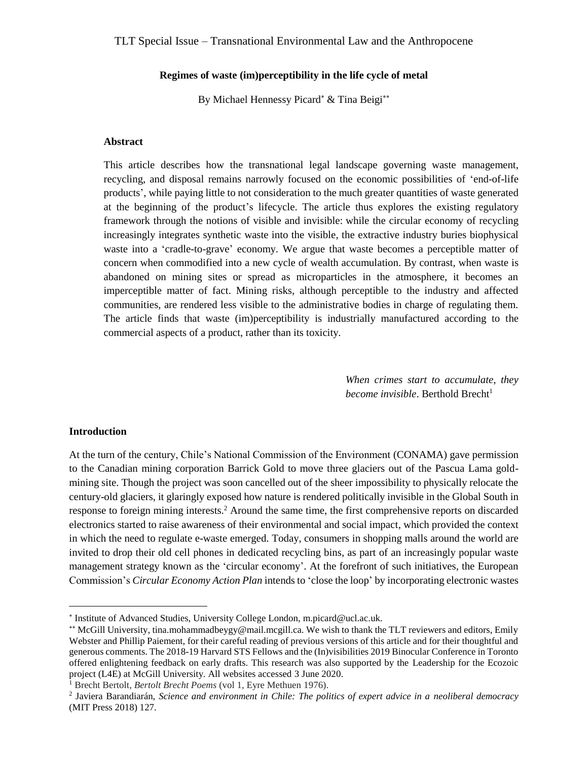TLT Special Issue – Transnational Environmental Law and the Anthropocene

# Regimes of waste (im)perceptibility in the life cycle of metal

By Michael Hennessy Picard[*] & Tina Beigi[**]

## Abstract

This article describes how the transnational legal landscape governing waste management, recycling, and disposal remains narrowly focused on the economic possibilities of 'end-of-life products', while paying little to not consideration to the much greater quantities of waste generated at the beginning of the product's lifecycle. The article thus explores the existing regulatory framework through the notions of visible and invisible: while the circular economy of recycling increasingly integrates synthetic waste into the visible, the extractive industry buries biophysical waste into a 'cradle-to-grave' economy. We argue that waste becomes a perceptible matter of concern when commodified into a new cycle of wealth accumulation. By contrast, when waste is abandoned on mining sites or spread as microparticles in the atmosphere, it becomes an imperceptible matter of fact. Mining risks, although perceptible to the industry and affected communities, are rendered less visible to the administrative bodies in charge of regulating them. The article finds that waste (im)perceptibility is industrially manufactured according to the commercial aspects of a product, rather than its toxicity.

> *When crimes start to accumulate, they become invisible*. Berthold Brecht[1]

## Introduction

At the turn of the century, Chile's National Commission of the Environment (CONAMA) gave permission to the Canadian mining corporation Barrick Gold to move three glaciers out of the Pascua Lama gold-mining site. Though the project was soon cancelled out of the sheer impossibility to physically relocate the century-old glaciers, it glaringly exposed how nature is rendered politically invisible in the Global South in response to foreign mining interests.[2] Around the same time, the first comprehensive reports on discarded electronics started to raise awareness of their environmental and social impact, which provided the context in which the need to regulate e-waste emerged. Today, consumers in shopping malls around the world are invited to drop their old cell phones in dedicated recycling bins, as part of an increasingly popular waste management strategy known as the 'circular economy'. At the forefront of such initiatives, the European Commission's *Circular Economy Action Plan* intends to 'close the loop' by incorporating electronic wastes

---

[*] Institute of Advanced Studies, University College London, m.picard@ucl.ac.uk.

[**] McGill University, tina.mohammadbeygy@mail.mcgill.ca. We wish to thank the TLT reviewers and editors, Emily Webster and Phillip Paiement, for their careful reading of previous versions of this article and for their thoughtful and generous comments. The 2018-19 Harvard STS Fellows and the (In)visibilities 2019 Binocular Conference in Toronto offered enlightening feedback on early drafts. This research was also supported by the Leadership for the Ecozoic project (L4E) at McGill University. All websites accessed 3 June 2020.

[1] Brecht Bertolt, *Bertolt Brecht Poems* (vol 1, Eyre Methuen 1976).

[2] Javiera Barandiarán, *Science and environment in Chile: The politics of expert advice in a neoliberal democracy* (MIT Press 2018) 127.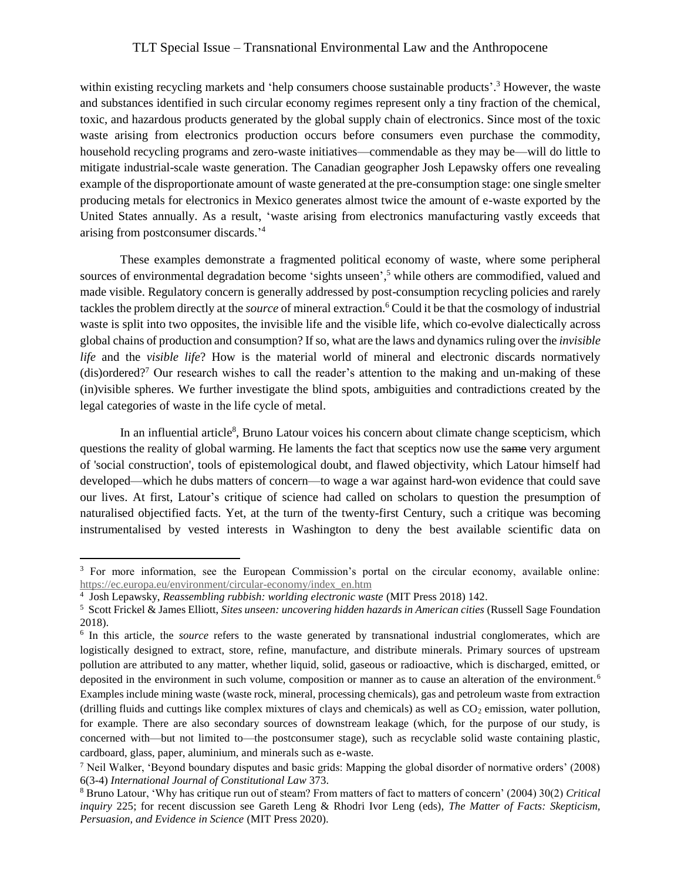within existing recycling markets and 'help consumers choose sustainable products'.[3] However, the waste and substances identified in such circular economy regimes represent only a tiny fraction of the chemical, toxic, and hazardous products generated by the global supply chain of electronics. Since most of the toxic waste arising from electronics production occurs before consumers even purchase the commodity, household recycling programs and zero-waste initiatives—commendable as they may be—will do little to mitigate industrial-scale waste generation. The Canadian geographer Josh Lepawsky offers one revealing example of the disproportionate amount of waste generated at the pre-consumption stage: one single smelter producing metals for electronics in Mexico generates almost twice the amount of e-waste exported by the United States annually. As a result, 'waste arising from electronics manufacturing vastly exceeds that arising from postconsumer discards.'[4]

These examples demonstrate a fragmented political economy of waste, where some peripheral sources of environmental degradation become 'sights unseen',[5] while others are commodified, valued and made visible. Regulatory concern is generally addressed by post-consumption recycling policies and rarely tackles the problem directly at the *source* of mineral extraction.[6] Could it be that the cosmology of industrial waste is split into two opposites, the invisible life and the visible life, which co-evolve dialectically across global chains of production and consumption? If so, what are the laws and dynamics ruling over the *invisible life* and the *visible life*? How is the material world of mineral and electronic discards normatively (dis)ordered?[7] Our research wishes to call the reader's attention to the making and un-making of these (in)visible spheres. We further investigate the blind spots, ambiguities and contradictions created by the legal categories of waste in the life cycle of metal.

In an influential article[8], Bruno Latour voices his concern about climate change scepticism, which questions the reality of global warming. He laments the fact that sceptics now use the ~~same~~ very argument of 'social construction', tools of epistemological doubt, and flawed objectivity, which Latour himself had developed—which he dubs matters of concern—to wage a war against hard-won evidence that could save our lives. At first, Latour's critique of science had called on scholars to question the presumption of naturalised objectified facts. Yet, at the turn of the twenty-first Century, such a critique was becoming instrumentalised by vested interests in Washington to deny the best available scientific data on

---

[3] For more information, see the European Commission's portal on the circular economy, available online: https://ec.europa.eu/environment/circular-economy/index_en.htm

[4] Josh Lepawsky, *Reassembling rubbish: worlding electronic waste* (MIT Press 2018) 142.

[5] Scott Frickel & James Elliott, *Sites unseen: uncovering hidden hazards in American cities* (Russell Sage Foundation 2018).

[6] In this article, the *source* refers to the waste generated by transnational industrial conglomerates, which are logistically designed to extract, store, refine, manufacture, and distribute minerals. Primary sources of upstream pollution are attributed to any matter, whether liquid, solid, gaseous or radioactive, which is discharged, emitted, or deposited in the environment in such volume, composition or manner as to cause an alteration of the environment.[6] Examples include mining waste (waste rock, mineral, processing chemicals), gas and petroleum waste from extraction (drilling fluids and cuttings like complex mixtures of clays and chemicals) as well as $CO_2$ emission, water pollution, for example. There are also secondary sources of downstream leakage (which, for the purpose of our study, is concerned with—but not limited to—the postconsumer stage), such as recyclable solid waste containing plastic, cardboard, glass, paper, aluminium, and minerals such as e-waste.

[7] Neil Walker, 'Beyond boundary disputes and basic grids: Mapping the global disorder of normative orders' (2008) 6(3-4) *International Journal of Constitutional Law* 373.

[8] Bruno Latour, 'Why has critique run out of steam? From matters of fact to matters of concern' (2004) 30(2) *Critical inquiry* 225; for recent discussion see Gareth Leng & Rhodri Ivor Leng (eds), *The Matter of Facts: Skepticism, Persuasion, and Evidence in Science* (MIT Press 2020).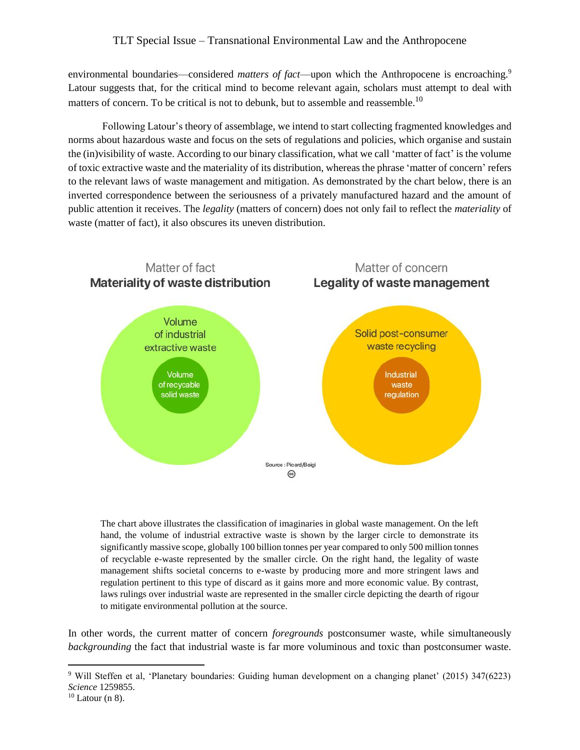environmental boundaries—considered *matters of fact*—upon which the Anthropocene is encroaching.[9] Latour suggests that, for the critical mind to become relevant again, scholars must attempt to deal with matters of concern. To be critical is not to debunk, but to assemble and reassemble.[10]

Following Latour's theory of assemblage, we intend to start collecting fragmented knowledges and norms about hazardous waste and focus on the sets of regulations and policies, which organise and sustain the (in)visibility of waste. According to our binary classification, what we call 'matter of fact' is the volume of toxic extractive waste and the materiality of its distribution, whereas the phrase 'matter of concern' refers to the relevant laws of waste management and mitigation. As demonstrated by the chart below, there is an inverted correspondence between the seriousness of a privately manufactured hazard and the amount of public attention it receives. The *legality* (matters of concern) does not only fail to reflect the *materiality* of waste (matter of fact), it also obscures its uneven distribution.

Matter of fact
**Materiality of waste distribution**

Volume of industrial extractive waste

Volume of recycable solid waste

Matter of concern
**Legality of waste management**

Solid post-consumer waste recycling

Industrial waste regulation

Source : Picard/Beigi

The chart above illustrates the classification of imaginaries in global waste management. On the left hand, the volume of industrial extractive waste is shown by the larger circle to demonstrate its significantly massive scope, globally 100 billion tonnes per year compared to only 500 million tonnes of recyclable e-waste represented by the smaller circle. On the right hand, the legality of waste management shifts societal concerns to e-waste by producing more and more stringent laws and regulation pertinent to this type of discard as it gains more and more economic value. By contrast, laws rulings over industrial waste are represented in the smaller circle depicting the dearth of rigour to mitigate environmental pollution at the source.

In other words, the current matter of concern *foregrounds* postconsumer waste, while simultaneously *backgrounding* the fact that industrial waste is far more voluminous and toxic than postconsumer waste.

[9] Will Steffen et al, 'Planetary boundaries: Guiding human development on a changing planet' (2015) 347(6223) *Science* 1259855.

[10] Latour (n 8).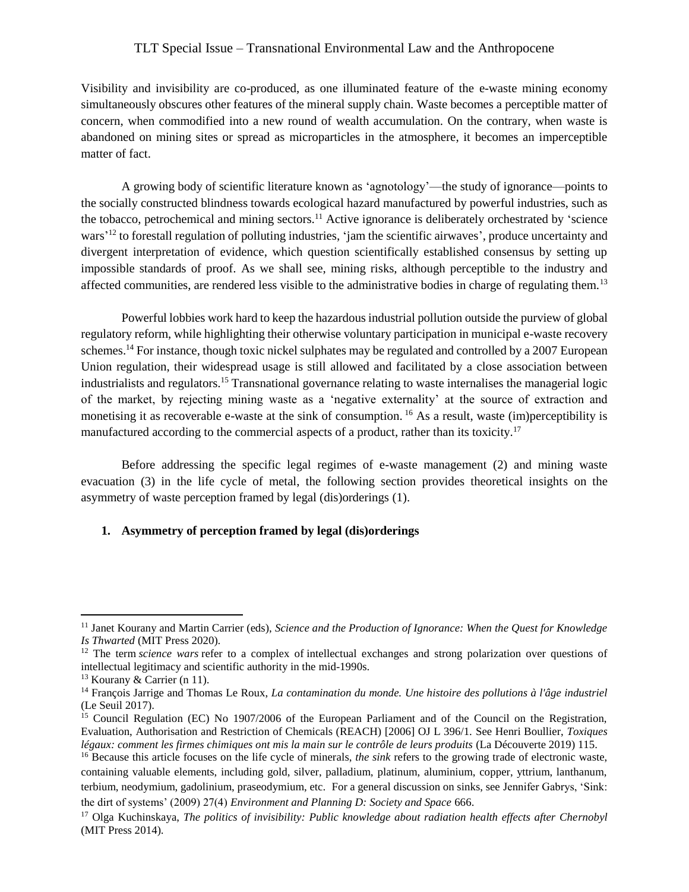Visibility and invisibility are co-produced, as one illuminated feature of the e-waste mining economy simultaneously obscures other features of the mineral supply chain. Waste becomes a perceptible matter of concern, when commodified into a new round of wealth accumulation. On the contrary, when waste is abandoned on mining sites or spread as microparticles in the atmosphere, it becomes an imperceptible matter of fact.

A growing body of scientific literature known as 'agnotology'—the study of ignorance—points to the socially constructed blindness towards ecological hazard manufactured by powerful industries, such as the tobacco, petrochemical and mining sectors.[11] Active ignorance is deliberately orchestrated by 'science wars'[12] to forestall regulation of polluting industries, 'jam the scientific airwaves', produce uncertainty and divergent interpretation of evidence, which question scientifically established consensus by setting up impossible standards of proof. As we shall see, mining risks, although perceptible to the industry and affected communities, are rendered less visible to the administrative bodies in charge of regulating them.[13]

Powerful lobbies work hard to keep the hazardous industrial pollution outside the purview of global regulatory reform, while highlighting their otherwise voluntary participation in municipal e-waste recovery schemes.[14] For instance, though toxic nickel sulphates may be regulated and controlled by a 2007 European Union regulation, their widespread usage is still allowed and facilitated by a close association between industrialists and regulators.[15] Transnational governance relating to waste internalises the managerial logic of the market, by rejecting mining waste as a 'negative externality' at the source of extraction and monetising it as recoverable e-waste at the sink of consumption.[16] As a result, waste (im)perceptibility is manufactured according to the commercial aspects of a product, rather than its toxicity.[17]

Before addressing the specific legal regimes of e-waste management (2) and mining waste evacuation (3) in the life cycle of metal, the following section provides theoretical insights on the asymmetry of waste perception framed by legal (dis)orderings (1).

## 1. Asymmetry of perception framed by legal (dis)orderings

---

[11] Janet Kourany and Martin Carrier (eds), *Science and the Production of Ignorance: When the Quest for Knowledge Is Thwarted* (MIT Press 2020).

[12] The term *science wars* refer to a complex of intellectual exchanges and strong polarization over questions of intellectual legitimacy and scientific authority in the mid-1990s.

[13] Kourany & Carrier (n 11).

[14] François Jarrige and Thomas Le Roux, *La contamination du monde. Une histoire des pollutions à l'âge industriel* (Le Seuil 2017).

[15] Council Regulation (EC) No 1907/2006 of the European Parliament and of the Council on the Registration, Evaluation, Authorisation and Restriction of Chemicals (REACH) [2006] OJ L 396/1. See Henri Boullier, *Toxiques légaux: comment les firmes chimiques ont mis la main sur le contrôle de leurs produits* (La Découverte 2019) 115.

[16] Because this article focuses on the life cycle of minerals, *the sink* refers to the growing trade of electronic waste, containing valuable elements, including gold, silver, palladium, platinum, aluminium, copper, yttrium, lanthanum, terbium, neodymium, gadolinium, praseodymium, etc. For a general discussion on sinks, see Jennifer Gabrys, 'Sink: the dirt of systems' (2009) 27(4) *Environment and Planning D: Society and Space* 666.

[17] Olga Kuchinskaya, *The politics of invisibility: Public knowledge about radiation health effects after Chernobyl* (MIT Press 2014).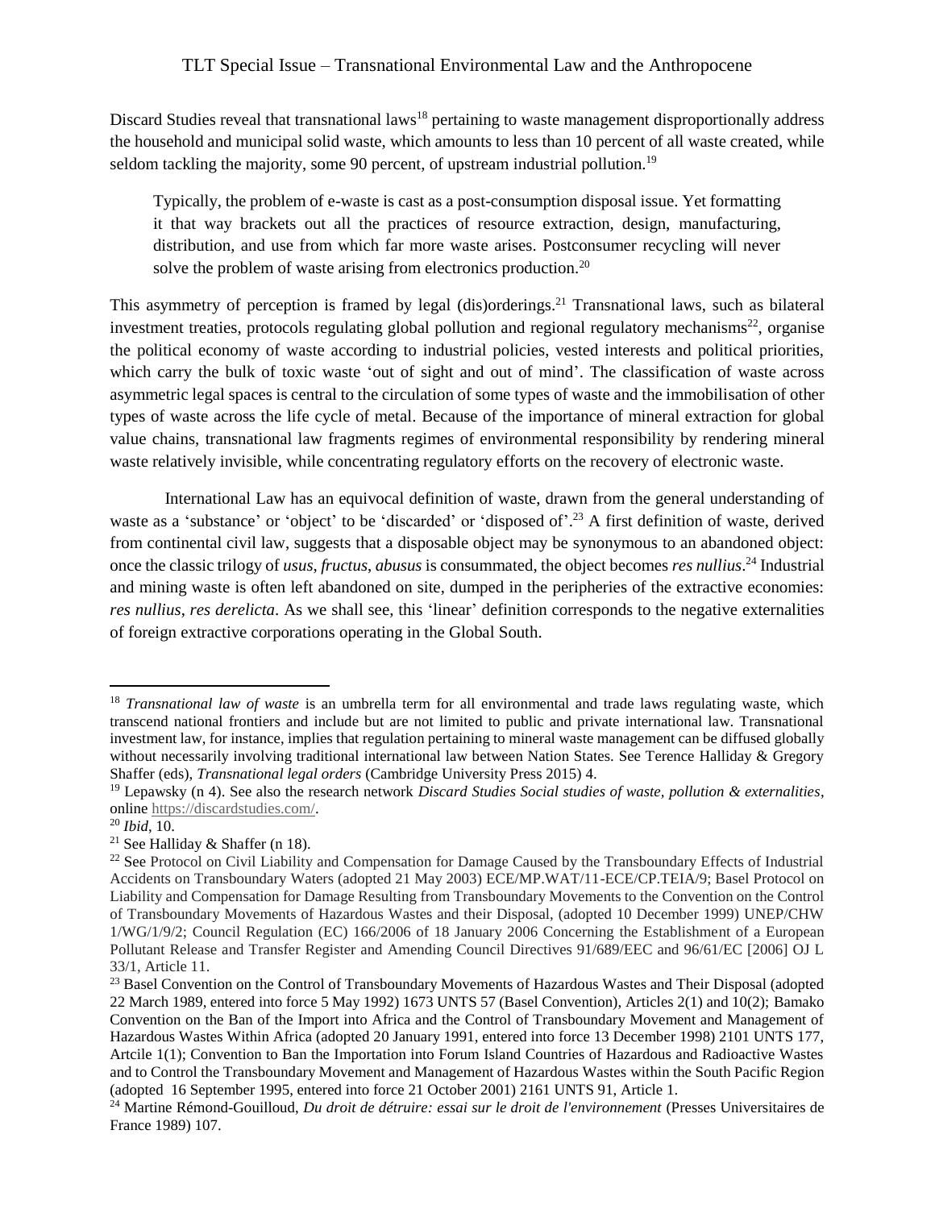Discard Studies reveal that transnational laws[18] pertaining to waste management disproportionally address the household and municipal solid waste, which amounts to less than 10 percent of all waste created, while seldom tackling the majority, some 90 percent, of upstream industrial pollution.[19]

> Typically, the problem of e-waste is cast as a post-consumption disposal issue. Yet formatting it that way brackets out all the practices of resource extraction, design, manufacturing, distribution, and use from which far more waste arises. Postconsumer recycling will never solve the problem of waste arising from electronics production.[20]

This asymmetry of perception is framed by legal (dis)orderings.[21] Transnational laws, such as bilateral investment treaties, protocols regulating global pollution and regional regulatory mechanisms[22], organise the political economy of waste according to industrial policies, vested interests and political priorities, which carry the bulk of toxic waste 'out of sight and out of mind'. The classification of waste across asymmetric legal spaces is central to the circulation of some types of waste and the immobilisation of other types of waste across the life cycle of metal. Because of the importance of mineral extraction for global value chains, transnational law fragments regimes of environmental responsibility by rendering mineral waste relatively invisible, while concentrating regulatory efforts on the recovery of electronic waste.

International Law has an equivocal definition of waste, drawn from the general understanding of waste as a 'substance' or 'object' to be 'discarded' or 'disposed of'.[23] A first definition of waste, derived from continental civil law, suggests that a disposable object may be synonymous to an abandoned object: once the classic trilogy of *usus*, *fructus*, *abusus* is consummated, the object becomes *res nullius*.[24] Industrial and mining waste is often left abandoned on site, dumped in the peripheries of the extractive economies: *res nullius*, *res derelicta*. As we shall see, this 'linear' definition corresponds to the negative externalities of foreign extractive corporations operating in the Global South.

---

[18] *Transnational law of waste* is an umbrella term for all environmental and trade laws regulating waste, which transcend national frontiers and include but are not limited to public and private international law. Transnational investment law, for instance, implies that regulation pertaining to mineral waste management can be diffused globally without necessarily involving traditional international law between Nation States. See Terence Halliday & Gregory Shaffer (eds), *Transnational legal orders* (Cambridge University Press 2015) 4.

[19] Lepawsky (n 4). See also the research network *Discard Studies Social studies of waste, pollution & externalities*, online https://discardstudies.com/.

[20] *Ibid*, 10.

[21] See Halliday & Shaffer (n 18).

[22] See Protocol on Civil Liability and Compensation for Damage Caused by the Transboundary Effects of Industrial Accidents on Transboundary Waters (adopted 21 May 2003) ECE/MP.WAT/11-ECE/CP.TEIA/9; Basel Protocol on Liability and Compensation for Damage Resulting from Transboundary Movements to the Convention on the Control of Transboundary Movements of Hazardous Wastes and their Disposal, (adopted 10 December 1999) UNEP/CHW 1/WG/1/9/2; Council Regulation (EC) 166/2006 of 18 January 2006 Concerning the Establishment of a European Pollutant Release and Transfer Register and Amending Council Directives 91/689/EEC and 96/61/EC [2006] OJ L 33/1, Article 11.

[23] Basel Convention on the Control of Transboundary Movements of Hazardous Wastes and Their Disposal (adopted 22 March 1989, entered into force 5 May 1992) 1673 UNTS 57 (Basel Convention), Articles 2(1) and 10(2); Bamako Convention on the Ban of the Import into Africa and the Control of Transboundary Movement and Management of Hazardous Wastes Within Africa (adopted 20 January 1991, entered into force 13 December 1998) 2101 UNTS 177, Artcile 1(1); Convention to Ban the Importation into Forum Island Countries of Hazardous and Radioactive Wastes and to Control the Transboundary Movement and Management of Hazardous Wastes within the South Pacific Region (adopted 16 September 1995, entered into force 21 October 2001) 2161 UNTS 91, Article 1.

[24] Martine Rémond-Gouilloud, *Du droit de détruire: essai sur le droit de l'environnement* (Presses Universitaires de France 1989) 107.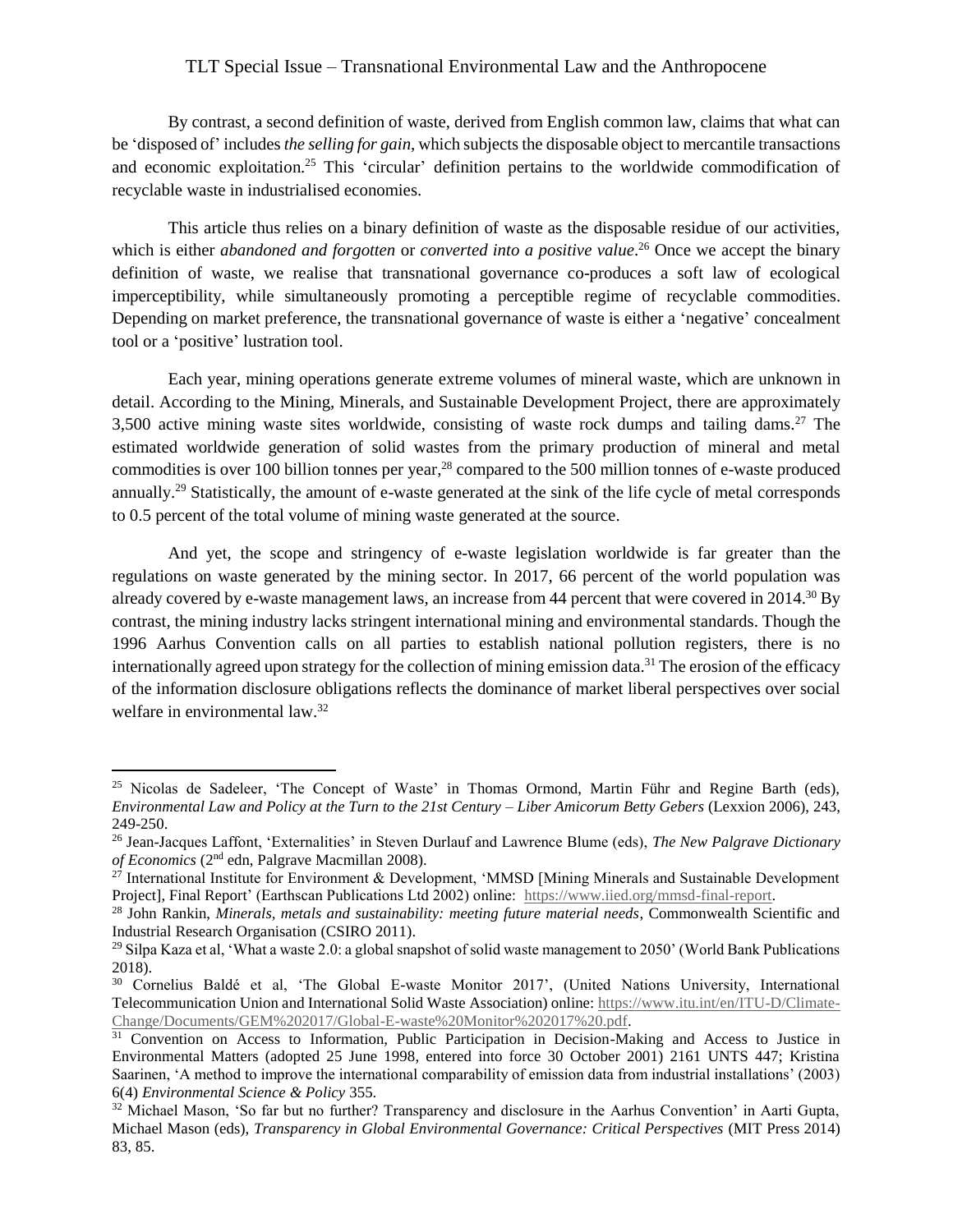By contrast, a second definition of waste, derived from English common law, claims that what can be 'disposed of' includes *the selling for gain*, which subjects the disposable object to mercantile transactions and economic exploitation.[25] This 'circular' definition pertains to the worldwide commodification of recyclable waste in industrialised economies.

This article thus relies on a binary definition of waste as the disposable residue of our activities, which is either *abandoned and forgotten* or *converted into a positive value*.[26] Once we accept the binary definition of waste, we realise that transnational governance co-produces a soft law of ecological imperceptibility, while simultaneously promoting a perceptible regime of recyclable commodities. Depending on market preference, the transnational governance of waste is either a 'negative' concealment tool or a 'positive' lustration tool.

Each year, mining operations generate extreme volumes of mineral waste, which are unknown in detail. According to the Mining, Minerals, and Sustainable Development Project, there are approximately 3,500 active mining waste sites worldwide, consisting of waste rock dumps and tailing dams.[27] The estimated worldwide generation of solid wastes from the primary production of mineral and metal commodities is over 100 billion tonnes per year,[28] compared to the 500 million tonnes of e-waste produced annually.[29] Statistically, the amount of e-waste generated at the sink of the life cycle of metal corresponds to 0.5 percent of the total volume of mining waste generated at the source.

And yet, the scope and stringency of e-waste legislation worldwide is far greater than the regulations on waste generated by the mining sector. In 2017, 66 percent of the world population was already covered by e-waste management laws, an increase from 44 percent that were covered in 2014.[30] By contrast, the mining industry lacks stringent international mining and environmental standards. Though the 1996 Aarhus Convention calls on all parties to establish national pollution registers, there is no internationally agreed upon strategy for the collection of mining emission data.[31] The erosion of the efficacy of the information disclosure obligations reflects the dominance of market liberal perspectives over social welfare in environmental law.[32]

---

[25] Nicolas de Sadeleer, 'The Concept of Waste' in Thomas Ormond, Martin Führ and Regine Barth (eds), *Environmental Law and Policy at the Turn to the 21st Century – Liber Amicorum Betty Gebers* (Lexxion 2006), 243, 249-250.

[26] Jean-Jacques Laffont, 'Externalities' in Steven Durlauf and Lawrence Blume (eds), *The New Palgrave Dictionary of Economics* (2nd edn, Palgrave Macmillan 2008).

[27] International Institute for Environment & Development, 'MMSD [Mining Minerals and Sustainable Development Project], Final Report' (Earthscan Publications Ltd 2002) online: https://www.iied.org/mmsd-final-report.

[28] John Rankin, *Minerals, metals and sustainability: meeting future material needs*, Commonwealth Scientific and Industrial Research Organisation (CSIRO 2011).

[29] Silpa Kaza et al, 'What a waste 2.0: a global snapshot of solid waste management to 2050' (World Bank Publications 2018).

[30] Cornelius Baldé et al, 'The Global E-waste Monitor 2017', (United Nations University, International Telecommunication Union and International Solid Waste Association) online: https://www.itu.int/en/ITU-D/Climate-Change/Documents/GEM%202017/Global-E-waste%20Monitor%202017%20.pdf.

[31] Convention on Access to Information, Public Participation in Decision-Making and Access to Justice in Environmental Matters (adopted 25 June 1998, entered into force 30 October 2001) 2161 UNTS 447; Kristina Saarinen, 'A method to improve the international comparability of emission data from industrial installations' (2003) 6(4) *Environmental Science & Policy* 355.

[32] Michael Mason, 'So far but no further? Transparency and disclosure in the Aarhus Convention' in Aarti Gupta, Michael Mason (eds), *Transparency in Global Environmental Governance: Critical Perspectives* (MIT Press 2014) 83, 85.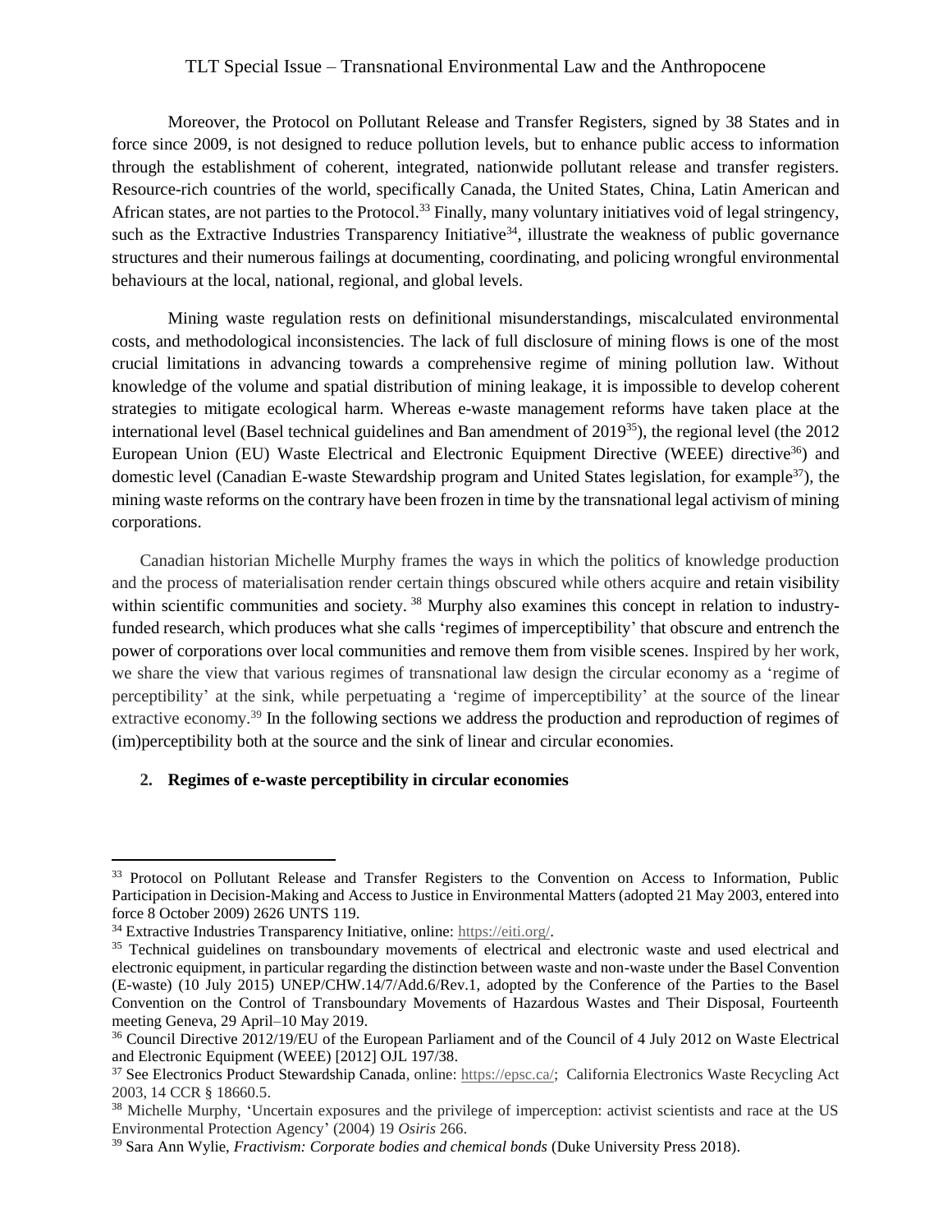Moreover, the Protocol on Pollutant Release and Transfer Registers, signed by 38 States and in force since 2009, is not designed to reduce pollution levels, but to enhance public access to information through the establishment of coherent, integrated, nationwide pollutant release and transfer registers. Resource-rich countries of the world, specifically Canada, the United States, China, Latin American and African states, are not parties to the Protocol.[33] Finally, many voluntary initiatives void of legal stringency, such as the Extractive Industries Transparency Initiative[34], illustrate the weakness of public governance structures and their numerous failings at documenting, coordinating, and policing wrongful environmental behaviours at the local, national, regional, and global levels.

Mining waste regulation rests on definitional misunderstandings, miscalculated environmental costs, and methodological inconsistencies. The lack of full disclosure of mining flows is one of the most crucial limitations in advancing towards a comprehensive regime of mining pollution law. Without knowledge of the volume and spatial distribution of mining leakage, it is impossible to develop coherent strategies to mitigate ecological harm. Whereas e-waste management reforms have taken place at the international level (Basel technical guidelines and Ban amendment of 2019[35]), the regional level (the 2012 European Union (EU) Waste Electrical and Electronic Equipment Directive (WEEE) directive[36]) and domestic level (Canadian E-waste Stewardship program and United States legislation, for example[37]), the mining waste reforms on the contrary have been frozen in time by the transnational legal activism of mining corporations.

Canadian historian Michelle Murphy frames the ways in which the politics of knowledge production and the process of materialisation render certain things obscured while others acquire and retain visibility within scientific communities and society.[38] Murphy also examines this concept in relation to industry-funded research, which produces what she calls 'regimes of imperceptibility' that obscure and entrench the power of corporations over local communities and remove them from visible scenes. Inspired by her work, we share the view that various regimes of transnational law design the circular economy as a 'regime of perceptibility' at the sink, while perpetuating a 'regime of imperceptibility' at the source of the linear extractive economy.[39] In the following sections we address the production and reproduction of regimes of (im)perceptibility both at the source and the sink of linear and circular economies.

## 2. Regimes of e-waste perceptibility in circular economies

---

[33] Protocol on Pollutant Release and Transfer Registers to the Convention on Access to Information, Public Participation in Decision-Making and Access to Justice in Environmental Matters (adopted 21 May 2003, entered into force 8 October 2009) 2626 UNTS 119.

[34] Extractive Industries Transparency Initiative, online: https://eiti.org/.

[35] Technical guidelines on transboundary movements of electrical and electronic waste and used electrical and electronic equipment, in particular regarding the distinction between waste and non-waste under the Basel Convention (E-waste) (10 July 2015) UNEP/CHW.14/7/Add.6/Rev.1, adopted by the Conference of the Parties to the Basel Convention on the Control of Transboundary Movements of Hazardous Wastes and Their Disposal, Fourteenth meeting Geneva, 29 April–10 May 2019.

[36] Council Directive 2012/19/EU of the European Parliament and of the Council of 4 July 2012 on Waste Electrical and Electronic Equipment (WEEE) [2012] OJL 197/38.

[37] See Electronics Product Stewardship Canada, online: https://epsc.ca/; California Electronics Waste Recycling Act 2003, 14 CCR § 18660.5.

[38] Michelle Murphy, 'Uncertain exposures and the privilege of imperception: activist scientists and race at the US Environmental Protection Agency' (2004) 19 *Osiris* 266.

[39] Sara Ann Wylie, *Fractivism: Corporate bodies and chemical bonds* (Duke University Press 2018).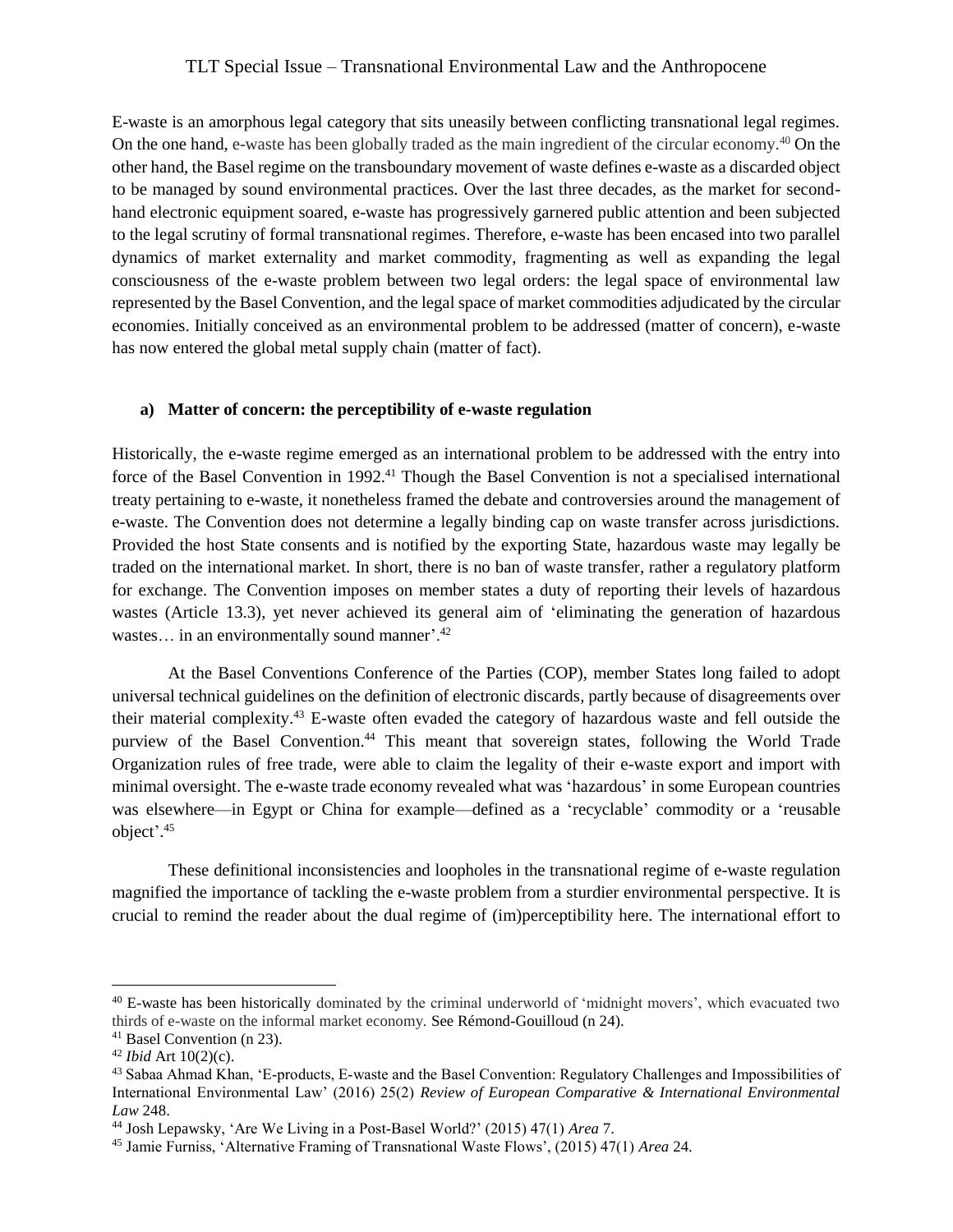E-waste is an amorphous legal category that sits uneasily between conflicting transnational legal regimes. On the one hand, e-waste has been globally traded as the main ingredient of the circular economy.[40] On the other hand, the Basel regime on the transboundary movement of waste defines e-waste as a discarded object to be managed by sound environmental practices. Over the last three decades, as the market for second-hand electronic equipment soared, e-waste has progressively garnered public attention and been subjected to the legal scrutiny of formal transnational regimes. Therefore, e-waste has been encased into two parallel dynamics of market externality and market commodity, fragmenting as well as expanding the legal consciousness of the e-waste problem between two legal orders: the legal space of environmental law represented by the Basel Convention, and the legal space of market commodities adjudicated by the circular economies. Initially conceived as an environmental problem to be addressed (matter of concern), e-waste has now entered the global metal supply chain (matter of fact).

### a) Matter of concern: the perceptibility of e-waste regulation

Historically, the e-waste regime emerged as an international problem to be addressed with the entry into force of the Basel Convention in 1992.[41] Though the Basel Convention is not a specialised international treaty pertaining to e-waste, it nonetheless framed the debate and controversies around the management of e-waste. The Convention does not determine a legally binding cap on waste transfer across jurisdictions. Provided the host State consents and is notified by the exporting State, hazardous waste may legally be traded on the international market. In short, there is no ban of waste transfer, rather a regulatory platform for exchange. The Convention imposes on member states a duty of reporting their levels of hazardous wastes (Article 13.3), yet never achieved its general aim of 'eliminating the generation of hazardous wastes… in an environmentally sound manner'.[42]

At the Basel Conventions Conference of the Parties (COP), member States long failed to adopt universal technical guidelines on the definition of electronic discards, partly because of disagreements over their material complexity.[43] E-waste often evaded the category of hazardous waste and fell outside the purview of the Basel Convention.[44] This meant that sovereign states, following the World Trade Organization rules of free trade, were able to claim the legality of their e-waste export and import with minimal oversight. The e-waste trade economy revealed what was 'hazardous' in some European countries was elsewhere—in Egypt or China for example—defined as a 'recyclable' commodity or a 'reusable object'.[45]

These definitional inconsistencies and loopholes in the transnational regime of e-waste regulation magnified the importance of tackling the e-waste problem from a sturdier environmental perspective. It is crucial to remind the reader about the dual regime of (im)perceptibility here. The international effort to

---

[40] E-waste has been historically dominated by the criminal underworld of 'midnight movers', which evacuated two thirds of e-waste on the informal market economy. See Rémond-Gouilloud (n 24).

[41] Basel Convention (n 23).

[42] *Ibid* Art 10(2)(c).

[43] Sabaa Ahmad Khan, 'E-products, E-waste and the Basel Convention: Regulatory Challenges and Impossibilities of International Environmental Law' (2016) 25(2) *Review of European Comparative & International Environmental Law* 248.

[44] Josh Lepawsky, 'Are We Living in a Post-Basel World?' (2015) 47(1) *Area* 7.

[45] Jamie Furniss, 'Alternative Framing of Transnational Waste Flows', (2015) 47(1) *Area* 24.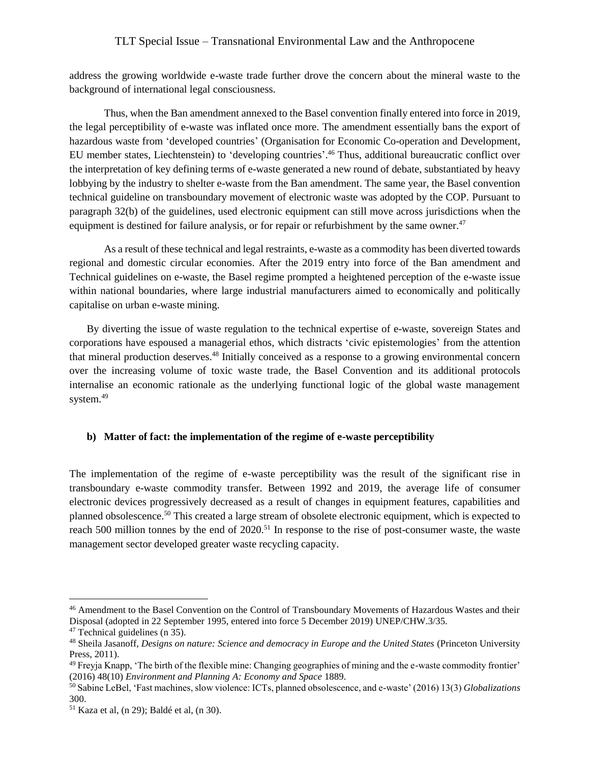address the growing worldwide e-waste trade further drove the concern about the mineral waste to the background of international legal consciousness.

Thus, when the Ban amendment annexed to the Basel convention finally entered into force in 2019, the legal perceptibility of e-waste was inflated once more. The amendment essentially bans the export of hazardous waste from 'developed countries' (Organisation for Economic Co-operation and Development, EU member states, Liechtenstein) to 'developing countries'.[46] Thus, additional bureaucratic conflict over the interpretation of key defining terms of e-waste generated a new round of debate, substantiated by heavy lobbying by the industry to shelter e-waste from the Ban amendment. The same year, the Basel convention technical guideline on transboundary movement of electronic waste was adopted by the COP. Pursuant to paragraph 32(b) of the guidelines, used electronic equipment can still move across jurisdictions when the equipment is destined for failure analysis, or for repair or refurbishment by the same owner.[47]

As a result of these technical and legal restraints, e-waste as a commodity has been diverted towards regional and domestic circular economies. After the 2019 entry into force of the Ban amendment and Technical guidelines on e-waste, the Basel regime prompted a heightened perception of the e-waste issue within national boundaries, where large industrial manufacturers aimed to economically and politically capitalise on urban e-waste mining.

By diverting the issue of waste regulation to the technical expertise of e-waste, sovereign States and corporations have espoused a managerial ethos, which distracts 'civic epistemologies' from the attention that mineral production deserves.[48] Initially conceived as a response to a growing environmental concern over the increasing volume of toxic waste trade, the Basel Convention and its additional protocols internalise an economic rationale as the underlying functional logic of the global waste management system.[49]

### b) Matter of fact: the implementation of the regime of e-waste perceptibility

The implementation of the regime of e-waste perceptibility was the result of the significant rise in transboundary e-waste commodity transfer. Between 1992 and 2019, the average life of consumer electronic devices progressively decreased as a result of changes in equipment features, capabilities and planned obsolescence.[50] This created a large stream of obsolete electronic equipment, which is expected to reach 500 million tonnes by the end of 2020.[51] In response to the rise of post-consumer waste, the waste management sector developed greater waste recycling capacity.

---

[46] Amendment to the Basel Convention on the Control of Transboundary Movements of Hazardous Wastes and their Disposal (adopted in 22 September 1995, entered into force 5 December 2019) UNEP/CHW.3/35.

[47] Technical guidelines (n 35).

[48] Sheila Jasanoff, *Designs on nature: Science and democracy in Europe and the United States* (Princeton University Press, 2011).

[49] Freyja Knapp, 'The birth of the flexible mine: Changing geographies of mining and the e-waste commodity frontier' (2016) 48(10) *Environment and Planning A: Economy and Space* 1889.

[50] Sabine LeBel, 'Fast machines, slow violence: ICTs, planned obsolescence, and e-waste' (2016) 13(3) *Globalizations* 300.

[51] Kaza et al, (n 29); Baldé et al, (n 30).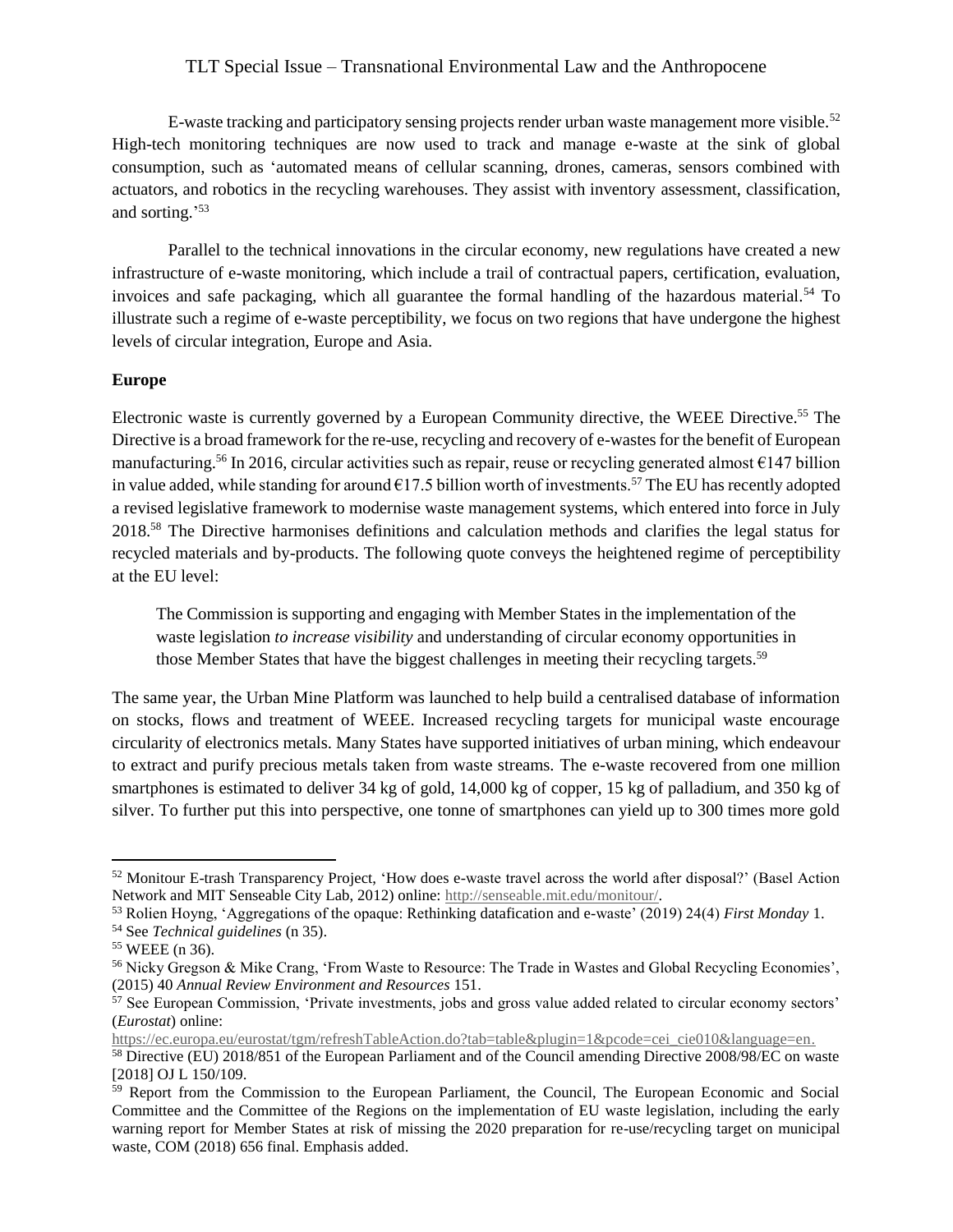E-waste tracking and participatory sensing projects render urban waste management more visible.[52] High-tech monitoring techniques are now used to track and manage e-waste at the sink of global consumption, such as 'automated means of cellular scanning, drones, cameras, sensors combined with actuators, and robotics in the recycling warehouses. They assist with inventory assessment, classification, and sorting.'[53]

Parallel to the technical innovations in the circular economy, new regulations have created a new infrastructure of e-waste monitoring, which include a trail of contractual papers, certification, evaluation, invoices and safe packaging, which all guarantee the formal handling of the hazardous material.[54] To illustrate such a regime of e-waste perceptibility, we focus on two regions that have undergone the highest levels of circular integration, Europe and Asia.

**Europe**

Electronic waste is currently governed by a European Community directive, the WEEE Directive.[55] The Directive is a broad framework for the re-use, recycling and recovery of e-wastes for the benefit of European manufacturing.[56] In 2016, circular activities such as repair, reuse or recycling generated almost €147 billion in value added, while standing for around €17.5 billion worth of investments.[57] The EU has recently adopted a revised legislative framework to modernise waste management systems, which entered into force in July 2018.[58] The Directive harmonises definitions and calculation methods and clarifies the legal status for recycled materials and by-products. The following quote conveys the heightened regime of perceptibility at the EU level:

> The Commission is supporting and engaging with Member States in the implementation of the waste legislation *to increase visibility* and understanding of circular economy opportunities in those Member States that have the biggest challenges in meeting their recycling targets.[59]

The same year, the Urban Mine Platform was launched to help build a centralised database of information on stocks, flows and treatment of WEEE. Increased recycling targets for municipal waste encourage circularity of electronics metals. Many States have supported initiatives of urban mining, which endeavour to extract and purify precious metals taken from waste streams. The e-waste recovered from one million smartphones is estimated to deliver 34 kg of gold, 14,000 kg of copper, 15 kg of palladium, and 350 kg of silver. To further put this into perspective, one tonne of smartphones can yield up to 300 times more gold

---

[52] Monitour E-trash Transparency Project, 'How does e-waste travel across the world after disposal?' (Basel Action Network and MIT Senseable City Lab, 2012) online: http://senseable.mit.edu/monitour/.

[53] Rolien Hoyng, 'Aggregations of the opaque: Rethinking datafication and e-waste' (2019) 24(4) *First Monday* 1.

[54] See *Technical guidelines* (n 35).

[55] WEEE (n 36).

[56] Nicky Gregson & Mike Crang, 'From Waste to Resource: The Trade in Wastes and Global Recycling Economies', (2015) 40 *Annual Review Environment and Resources* 151.

[57] See European Commission, 'Private investments, jobs and gross value added related to circular economy sectors' (*Eurostat*) online: https://ec.europa.eu/eurostat/tgm/refreshTableAction.do?tab=table&plugin=1&pcode=cei_cie010&language=en.

[58] Directive (EU) 2018/851 of the European Parliament and of the Council amending Directive 2008/98/EC on waste [2018] OJ L 150/109.

[59] Report from the Commission to the European Parliament, the Council, The European Economic and Social Committee and the Committee of the Regions on the implementation of EU waste legislation, including the early warning report for Member States at risk of missing the 2020 preparation for re-use/recycling target on municipal waste, COM (2018) 656 final. Emphasis added.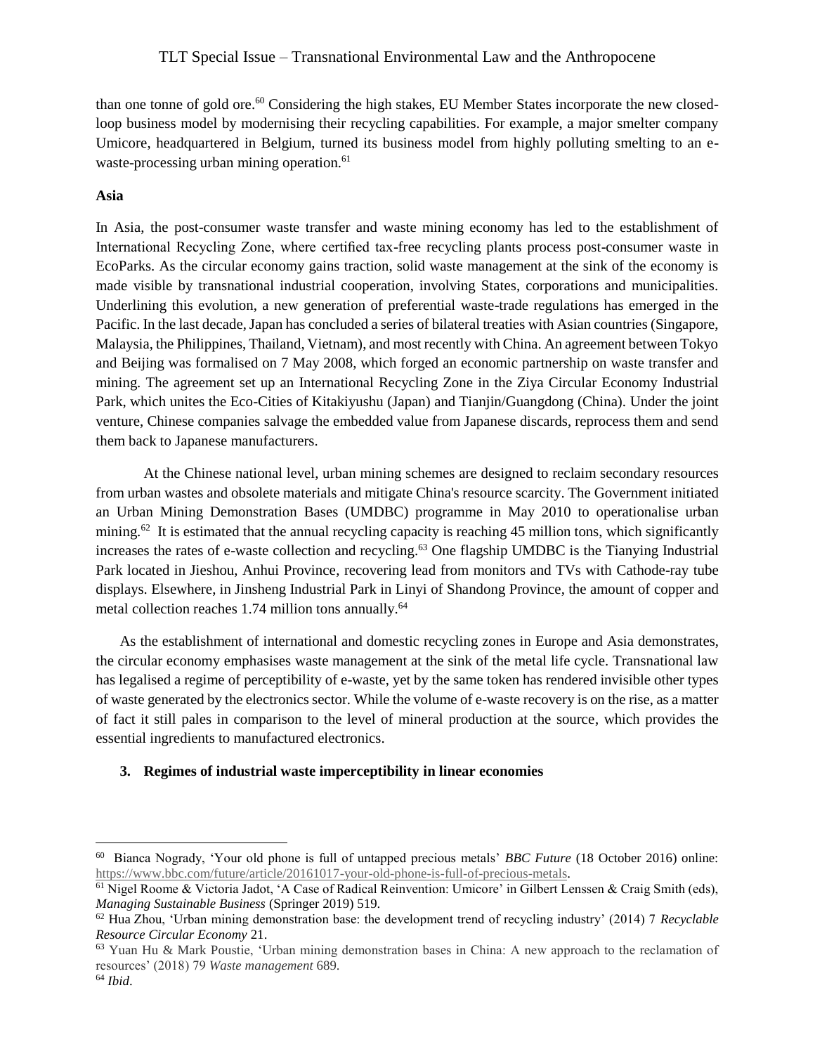than one tonne of gold ore.[60] Considering the high stakes, EU Member States incorporate the new closed-loop business model by modernising their recycling capabilities. For example, a major smelter company Umicore, headquartered in Belgium, turned its business model from highly polluting smelting to an e-waste-processing urban mining operation.[61]

**Asia**

In Asia, the post-consumer waste transfer and waste mining economy has led to the establishment of International Recycling Zone, where certified tax-free recycling plants process post-consumer waste in EcoParks. As the circular economy gains traction, solid waste management at the sink of the economy is made visible by transnational industrial cooperation, involving States, corporations and municipalities. Underlining this evolution, a new generation of preferential waste-trade regulations has emerged in the Pacific. In the last decade, Japan has concluded a series of bilateral treaties with Asian countries (Singapore, Malaysia, the Philippines, Thailand, Vietnam), and most recently with China. An agreement between Tokyo and Beijing was formalised on 7 May 2008, which forged an economic partnership on waste transfer and mining. The agreement set up an International Recycling Zone in the Ziya Circular Economy Industrial Park, which unites the Eco-Cities of Kitakiyushu (Japan) and Tianjin/Guangdong (China). Under the joint venture, Chinese companies salvage the embedded value from Japanese discards, reprocess them and send them back to Japanese manufacturers.

At the Chinese national level, urban mining schemes are designed to reclaim secondary resources from urban wastes and obsolete materials and mitigate China's resource scarcity. The Government initiated an Urban Mining Demonstration Bases (UMDBC) programme in May 2010 to operationalise urban mining.[62] It is estimated that the annual recycling capacity is reaching 45 million tons, which significantly increases the rates of e-waste collection and recycling.[63] One flagship UMDBC is the Tianying Industrial Park located in Jieshou, Anhui Province, recovering lead from monitors and TVs with Cathode-ray tube displays. Elsewhere, in Jinsheng Industrial Park in Linyi of Shandong Province, the amount of copper and metal collection reaches 1.74 million tons annually.[64]

As the establishment of international and domestic recycling zones in Europe and Asia demonstrates, the circular economy emphasises waste management at the sink of the metal life cycle. Transnational law has legalised a regime of perceptibility of e-waste, yet by the same token has rendered invisible other types of waste generated by the electronics sector. While the volume of e-waste recovery is on the rise, as a matter of fact it still pales in comparison to the level of mineral production at the source, which provides the essential ingredients to manufactured electronics.

## 3. Regimes of industrial waste imperceptibility in linear economies

---

[60] Bianca Nogrady, 'Your old phone is full of untapped precious metals' *BBC Future* (18 October 2016) online: https://www.bbc.com/future/article/20161017-your-old-phone-is-full-of-precious-metals.

[61] Nigel Roome & Victoria Jadot, 'A Case of Radical Reinvention: Umicore' in Gilbert Lenssen & Craig Smith (eds), *Managing Sustainable Business* (Springer 2019) 519.

[62] Hua Zhou, 'Urban mining demonstration base: the development trend of recycling industry' (2014) 7 *Recyclable Resource Circular Economy* 21.

[63] Yuan Hu & Mark Poustie, 'Urban mining demonstration bases in China: A new approach to the reclamation of resources' (2018) 79 *Waste management* 689.

[64] *Ibid*.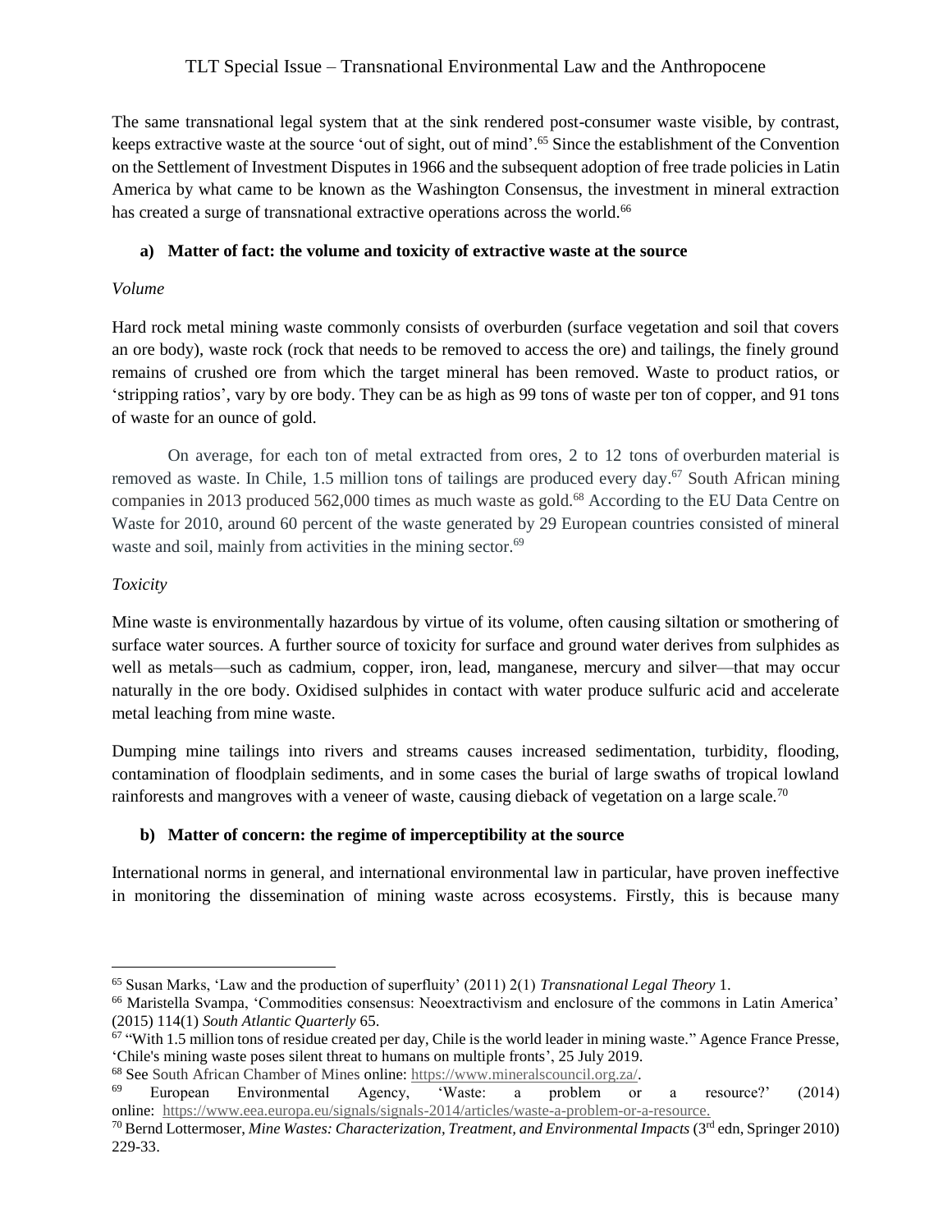The same transnational legal system that at the sink rendered post-consumer waste visible, by contrast, keeps extractive waste at the source 'out of sight, out of mind'.[65] Since the establishment of the Convention on the Settlement of Investment Disputes in 1966 and the subsequent adoption of free trade policies in Latin America by what came to be known as the Washington Consensus, the investment in mineral extraction has created a surge of transnational extractive operations across the world.[66]

### a) Matter of fact: the volume and toxicity of extractive waste at the source

*Volume*

Hard rock metal mining waste commonly consists of overburden (surface vegetation and soil that covers an ore body), waste rock (rock that needs to be removed to access the ore) and tailings, the finely ground remains of crushed ore from which the target mineral has been removed. Waste to product ratios, or 'stripping ratios', vary by ore body. They can be as high as 99 tons of waste per ton of copper, and 91 tons of waste for an ounce of gold.

On average, for each ton of metal extracted from ores, 2 to 12 tons of overburden material is removed as waste. In Chile, 1.5 million tons of tailings are produced every day.[67] South African mining companies in 2013 produced 562,000 times as much waste as gold.[68] According to the EU Data Centre on Waste for 2010, around 60 percent of the waste generated by 29 European countries consisted of mineral waste and soil, mainly from activities in the mining sector.[69]

*Toxicity*

Mine waste is environmentally hazardous by virtue of its volume, often causing siltation or smothering of surface water sources. A further source of toxicity for surface and ground water derives from sulphides as well as metals—such as cadmium, copper, iron, lead, manganese, mercury and silver—that may occur naturally in the ore body. Oxidised sulphides in contact with water produce sulfuric acid and accelerate metal leaching from mine waste.

Dumping mine tailings into rivers and streams causes increased sedimentation, turbidity, flooding, contamination of floodplain sediments, and in some cases the burial of large swaths of tropical lowland rainforests and mangroves with a veneer of waste, causing dieback of vegetation on a large scale.[70]

### b) Matter of concern: the regime of imperceptibility at the source

International norms in general, and international environmental law in particular, have proven ineffective in monitoring the dissemination of mining waste across ecosystems. Firstly, this is because many

---

[65] Susan Marks, 'Law and the production of superfluity' (2011) 2(1) *Transnational Legal Theory* 1.

[66] Maristella Svampa, 'Commodities consensus: Neoextractivism and enclosure of the commons in Latin America' (2015) 114(1) *South Atlantic Quarterly* 65.

[67] "With 1.5 million tons of residue created per day, Chile is the world leader in mining waste." Agence France Presse, 'Chile's mining waste poses silent threat to humans on multiple fronts', 25 July 2019.

[68] See South African Chamber of Mines online: https://www.mineralscouncil.org.za/.

[69] European Environmental Agency, 'Waste: a problem or a resource?' (2014) online: https://www.eea.europa.eu/signals/signals-2014/articles/waste-a-problem-or-a-resource.

[70] Bernd Lottermoser, *Mine Wastes: Characterization, Treatment, and Environmental Impacts* (3rd edn, Springer 2010) 229-33.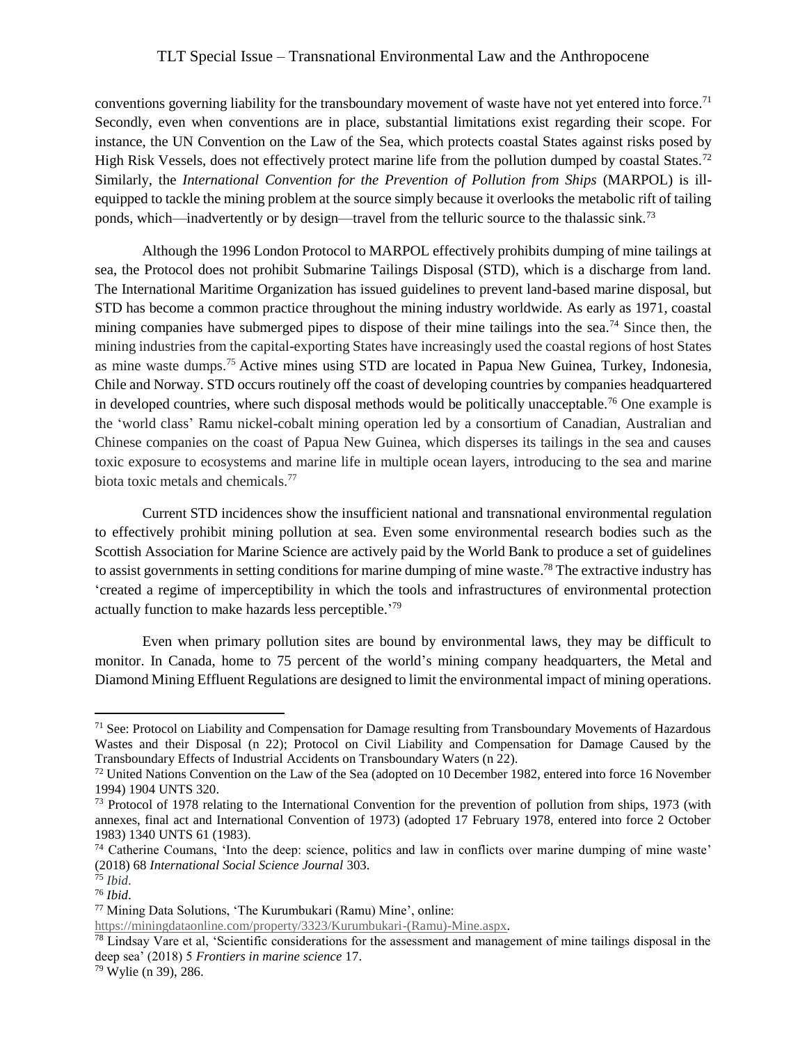conventions governing liability for the transboundary movement of waste have not yet entered into force.[71] Secondly, even when conventions are in place, substantial limitations exist regarding their scope. For instance, the UN Convention on the Law of the Sea, which protects coastal States against risks posed by High Risk Vessels, does not effectively protect marine life from the pollution dumped by coastal States.[72] Similarly, the *International Convention for the Prevention of Pollution from Ships* (MARPOL) is ill-equipped to tackle the mining problem at the source simply because it overlooks the metabolic rift of tailing ponds, which—inadvertently or by design—travel from the telluric source to the thalassic sink.[73]

Although the 1996 London Protocol to MARPOL effectively prohibits dumping of mine tailings at sea, the Protocol does not prohibit Submarine Tailings Disposal (STD), which is a discharge from land. The International Maritime Organization has issued guidelines to prevent land-based marine disposal, but STD has become a common practice throughout the mining industry worldwide. As early as 1971, coastal mining companies have submerged pipes to dispose of their mine tailings into the sea.[74] Since then, the mining industries from the capital-exporting States have increasingly used the coastal regions of host States as mine waste dumps.[75] Active mines using STD are located in Papua New Guinea, Turkey, Indonesia, Chile and Norway. STD occurs routinely off the coast of developing countries by companies headquartered in developed countries, where such disposal methods would be politically unacceptable.[76] One example is the 'world class' Ramu nickel-cobalt mining operation led by a consortium of Canadian, Australian and Chinese companies on the coast of Papua New Guinea, which disperses its tailings in the sea and causes toxic exposure to ecosystems and marine life in multiple ocean layers, introducing to the sea and marine biota toxic metals and chemicals.[77]

Current STD incidences show the insufficient national and transnational environmental regulation to effectively prohibit mining pollution at sea. Even some environmental research bodies such as the Scottish Association for Marine Science are actively paid by the World Bank to produce a set of guidelines to assist governments in setting conditions for marine dumping of mine waste.[78] The extractive industry has 'created a regime of imperceptibility in which the tools and infrastructures of environmental protection actually function to make hazards less perceptible.'[79]

Even when primary pollution sites are bound by environmental laws, they may be difficult to monitor. In Canada, home to 75 percent of the world's mining company headquarters, the Metal and Diamond Mining Effluent Regulations are designed to limit the environmental impact of mining operations.

---

[71] See: Protocol on Liability and Compensation for Damage resulting from Transboundary Movements of Hazardous Wastes and their Disposal (n 22); Protocol on Civil Liability and Compensation for Damage Caused by the Transboundary Effects of Industrial Accidents on Transboundary Waters (n 22).

[72] United Nations Convention on the Law of the Sea (adopted on 10 December 1982, entered into force 16 November 1994) 1904 UNTS 320.

[73] Protocol of 1978 relating to the International Convention for the prevention of pollution from ships, 1973 (with annexes, final act and International Convention of 1973) (adopted 17 February 1978, entered into force 2 October 1983) 1340 UNTS 61 (1983).

[74] Catherine Coumans, 'Into the deep: science, politics and law in conflicts over marine dumping of mine waste' (2018) 68 *International Social Science Journal* 303.

[75] *Ibid*.

[76] *Ibid*.

[77] Mining Data Solutions, 'The Kurumbukari (Ramu) Mine', online: https://miningdataonline.com/property/3323/Kurumbukari-(Ramu)-Mine.aspx.

[78] Lindsay Vare et al, 'Scientific considerations for the assessment and management of mine tailings disposal in the deep sea' (2018) 5 *Frontiers in marine science* 17.

[79] Wylie (n 39), 286.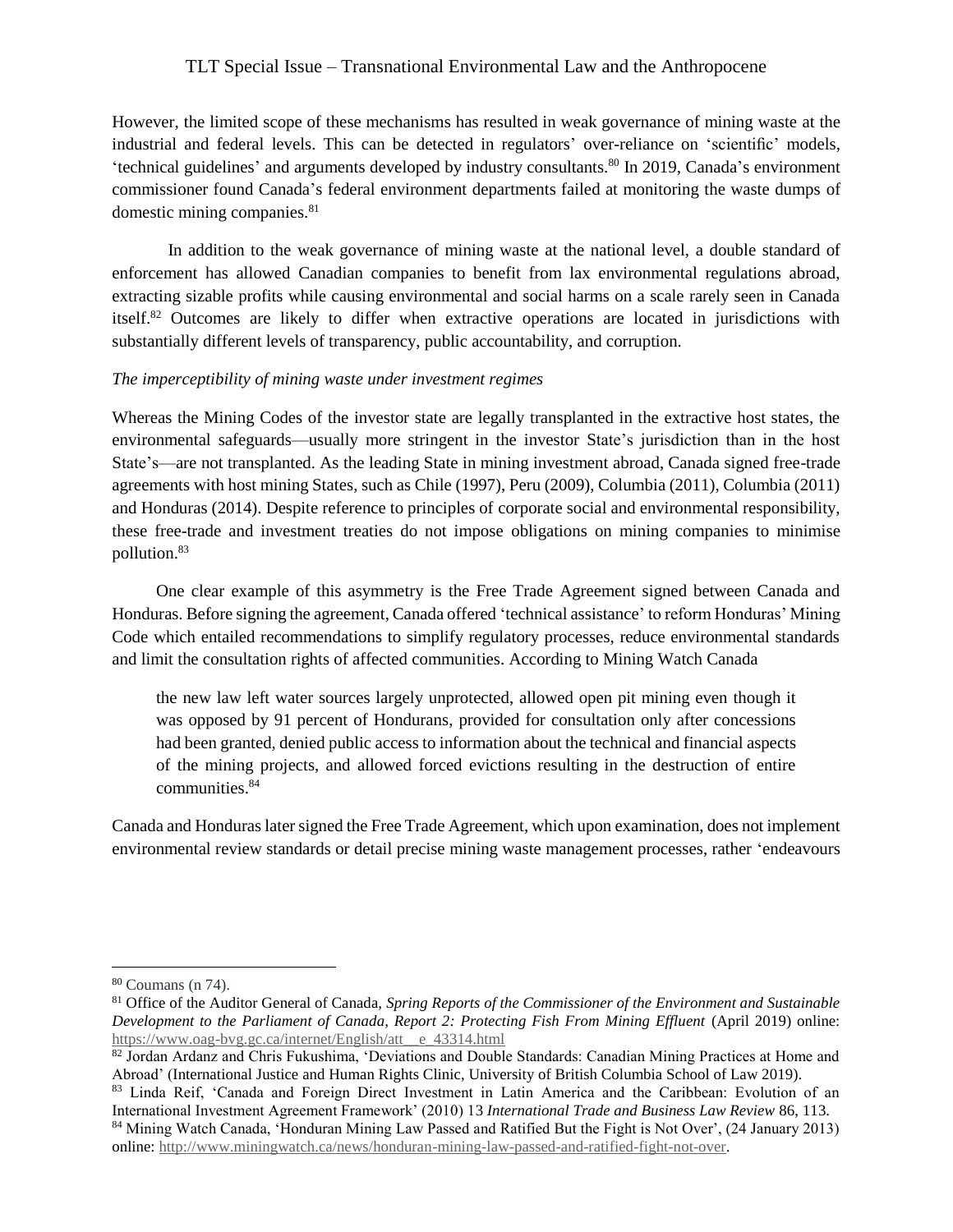However, the limited scope of these mechanisms has resulted in weak governance of mining waste at the industrial and federal levels. This can be detected in regulators' over-reliance on 'scientific' models, 'technical guidelines' and arguments developed by industry consultants.[80] In 2019, Canada's environment commissioner found Canada's federal environment departments failed at monitoring the waste dumps of domestic mining companies.[81]

In addition to the weak governance of mining waste at the national level, a double standard of enforcement has allowed Canadian companies to benefit from lax environmental regulations abroad, extracting sizable profits while causing environmental and social harms on a scale rarely seen in Canada itself.[82] Outcomes are likely to differ when extractive operations are located in jurisdictions with substantially different levels of transparency, public accountability, and corruption.

*The imperceptibility of mining waste under investment regimes*

Whereas the Mining Codes of the investor state are legally transplanted in the extractive host states, the environmental safeguards—usually more stringent in the investor State's jurisdiction than in the host State's—are not transplanted. As the leading State in mining investment abroad, Canada signed free-trade agreements with host mining States, such as Chile (1997), Peru (2009), Columbia (2011), Columbia (2011) and Honduras (2014). Despite reference to principles of corporate social and environmental responsibility, these free-trade and investment treaties do not impose obligations on mining companies to minimise pollution.[83]

One clear example of this asymmetry is the Free Trade Agreement signed between Canada and Honduras. Before signing the agreement, Canada offered 'technical assistance' to reform Honduras' Mining Code which entailed recommendations to simplify regulatory processes, reduce environmental standards and limit the consultation rights of affected communities. According to Mining Watch Canada

> the new law left water sources largely unprotected, allowed open pit mining even though it was opposed by 91 percent of Hondurans, provided for consultation only after concessions had been granted, denied public access to information about the technical and financial aspects of the mining projects, and allowed forced evictions resulting in the destruction of entire communities.[84]

Canada and Honduras later signed the Free Trade Agreement, which upon examination, does not implement environmental review standards or detail precise mining waste management processes, rather 'endeavours

---

[80] Coumans (n 74).

[81] Office of the Auditor General of Canada, *Spring Reports of the Commissioner of the Environment and Sustainable Development to the Parliament of Canada, Report 2: Protecting Fish From Mining Effluent* (April 2019) online: https://www.oag-bvg.gc.ca/internet/English/att__e_43314.html

[82] Jordan Ardanz and Chris Fukushima, 'Deviations and Double Standards: Canadian Mining Practices at Home and Abroad' (International Justice and Human Rights Clinic, University of British Columbia School of Law 2019).

[83] Linda Reif, 'Canada and Foreign Direct Investment in Latin America and the Caribbean: Evolution of an International Investment Agreement Framework' (2010) 13 *International Trade and Business Law Review* 86, 113.

[84] Mining Watch Canada, 'Honduran Mining Law Passed and Ratified But the Fight is Not Over', (24 January 2013) online: http://www.miningwatch.ca/news/honduran-mining-law-passed-and-ratified-fight-not-over.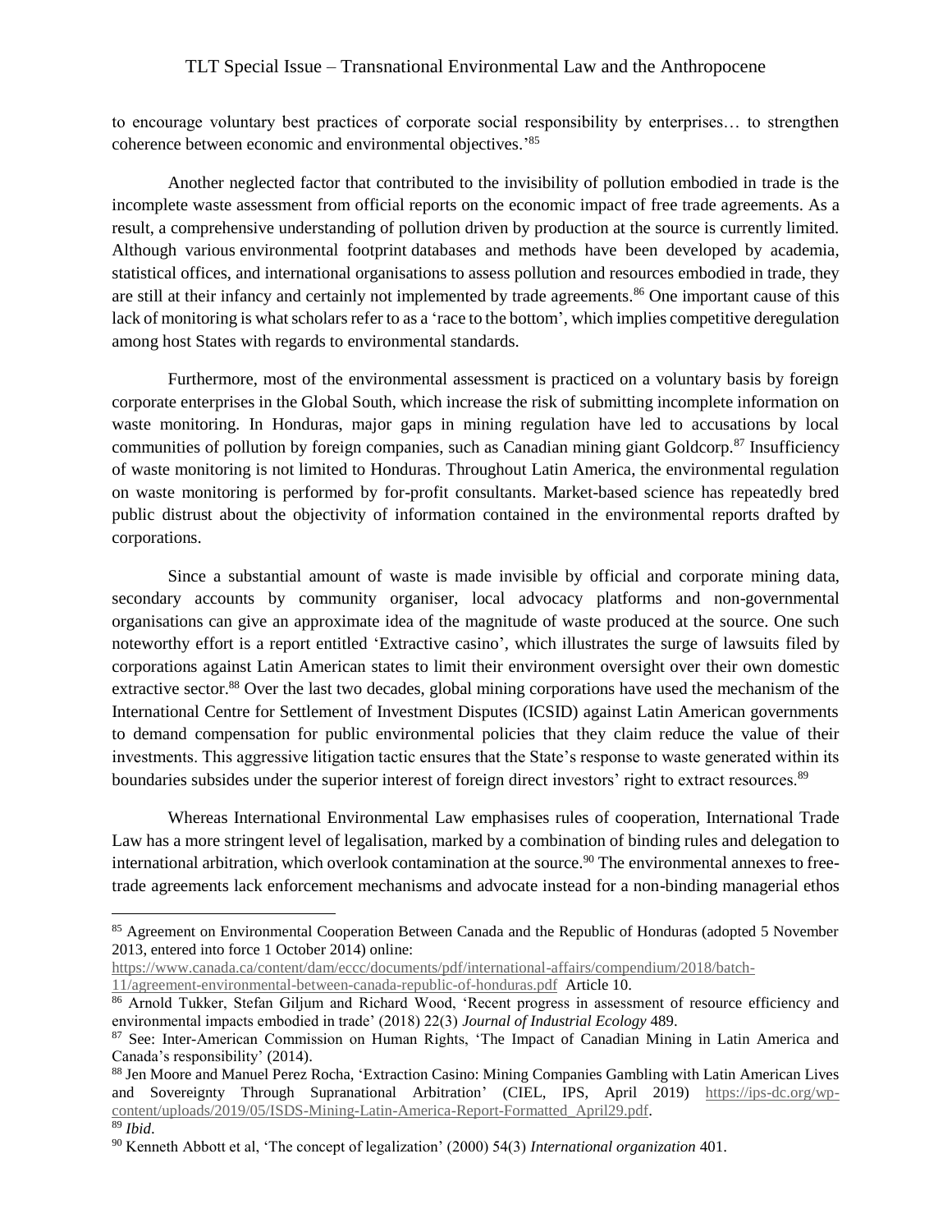to encourage voluntary best practices of corporate social responsibility by enterprises… to strengthen coherence between economic and environmental objectives.'[85]

Another neglected factor that contributed to the invisibility of pollution embodied in trade is the incomplete waste assessment from official reports on the economic impact of free trade agreements. As a result, a comprehensive understanding of pollution driven by production at the source is currently limited. Although various environmental footprint databases and methods have been developed by academia, statistical offices, and international organisations to assess pollution and resources embodied in trade, they are still at their infancy and certainly not implemented by trade agreements.[86] One important cause of this lack of monitoring is what scholars refer to as a 'race to the bottom', which implies competitive deregulation among host States with regards to environmental standards.

Furthermore, most of the environmental assessment is practiced on a voluntary basis by foreign corporate enterprises in the Global South, which increase the risk of submitting incomplete information on waste monitoring. In Honduras, major gaps in mining regulation have led to accusations by local communities of pollution by foreign companies, such as Canadian mining giant Goldcorp.[87] Insufficiency of waste monitoring is not limited to Honduras. Throughout Latin America, the environmental regulation on waste monitoring is performed by for-profit consultants. Market-based science has repeatedly bred public distrust about the objectivity of information contained in the environmental reports drafted by corporations.

Since a substantial amount of waste is made invisible by official and corporate mining data, secondary accounts by community organiser, local advocacy platforms and non-governmental organisations can give an approximate idea of the magnitude of waste produced at the source. One such noteworthy effort is a report entitled 'Extractive casino', which illustrates the surge of lawsuits filed by corporations against Latin American states to limit their environment oversight over their own domestic extractive sector.[88] Over the last two decades, global mining corporations have used the mechanism of the International Centre for Settlement of Investment Disputes (ICSID) against Latin American governments to demand compensation for public environmental policies that they claim reduce the value of their investments. This aggressive litigation tactic ensures that the State's response to waste generated within its boundaries subsides under the superior interest of foreign direct investors' right to extract resources.[89]

Whereas International Environmental Law emphasises rules of cooperation, International Trade Law has a more stringent level of legalisation, marked by a combination of binding rules and delegation to international arbitration, which overlook contamination at the source.[90] The environmental annexes to free-trade agreements lack enforcement mechanisms and advocate instead for a non-binding managerial ethos

---

[85] Agreement on Environmental Cooperation Between Canada and the Republic of Honduras (adopted 5 November 2013, entered into force 1 October 2014) online: https://www.canada.ca/content/dam/eccc/documents/pdf/international-affairs/compendium/2018/batch-11/agreement-environmental-between-canada-republic-of-honduras.pdf Article 10.

[86] Arnold Tukker, Stefan Giljum and Richard Wood, 'Recent progress in assessment of resource efficiency and environmental impacts embodied in trade' (2018) 22(3) *Journal of Industrial Ecology* 489.

[87] See: Inter-American Commission on Human Rights, 'The Impact of Canadian Mining in Latin America and Canada's responsibility' (2014).

[88] Jen Moore and Manuel Perez Rocha, 'Extraction Casino: Mining Companies Gambling with Latin American Lives and Sovereignty Through Supranational Arbitration' (CIEL, IPS, April 2019) https://ips-dc.org/wp-content/uploads/2019/05/ISDS-Mining-Latin-America-Report-Formatted_April29.pdf.

[89] *Ibid*.

[90] Kenneth Abbott et al, 'The concept of legalization' (2000) 54(3) *International organization* 401.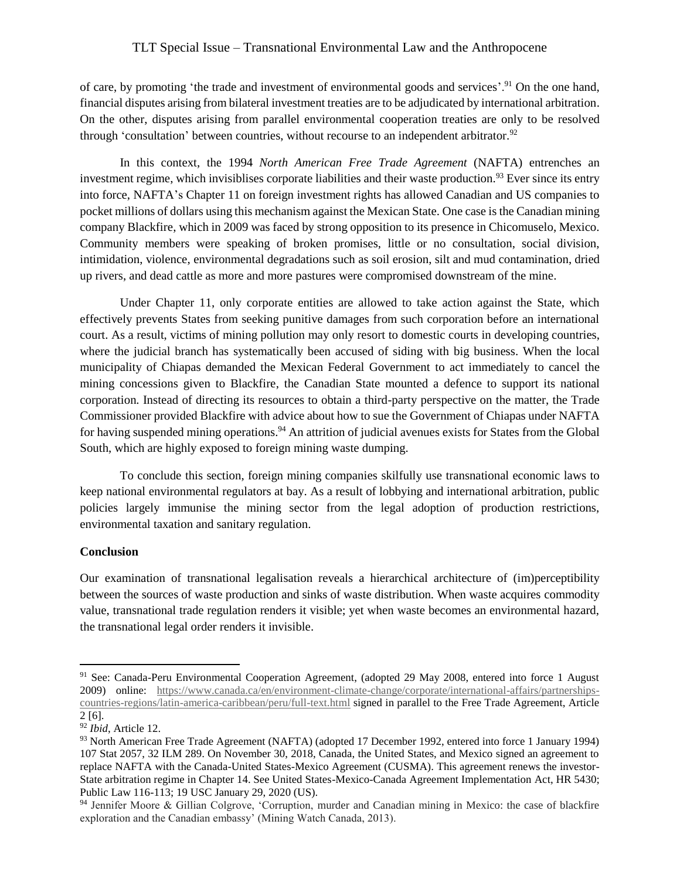of care, by promoting 'the trade and investment of environmental goods and services'.[91] On the one hand, financial disputes arising from bilateral investment treaties are to be adjudicated by international arbitration. On the other, disputes arising from parallel environmental cooperation treaties are only to be resolved through 'consultation' between countries, without recourse to an independent arbitrator.[92]

In this context, the 1994 *North American Free Trade Agreement* (NAFTA) entrenches an investment regime, which invisiblises corporate liabilities and their waste production.[93] Ever since its entry into force, NAFTA's Chapter 11 on foreign investment rights has allowed Canadian and US companies to pocket millions of dollars using this mechanism against the Mexican State. One case is the Canadian mining company Blackfire, which in 2009 was faced by strong opposition to its presence in Chicomuselo, Mexico. Community members were speaking of broken promises, little or no consultation, social division, intimidation, violence, environmental degradations such as soil erosion, silt and mud contamination, dried up rivers, and dead cattle as more and more pastures were compromised downstream of the mine.

Under Chapter 11, only corporate entities are allowed to take action against the State, which effectively prevents States from seeking punitive damages from such corporation before an international court. As a result, victims of mining pollution may only resort to domestic courts in developing countries, where the judicial branch has systematically been accused of siding with big business. When the local municipality of Chiapas demanded the Mexican Federal Government to act immediately to cancel the mining concessions given to Blackfire, the Canadian State mounted a defence to support its national corporation. Instead of directing its resources to obtain a third-party perspective on the matter, the Trade Commissioner provided Blackfire with advice about how to sue the Government of Chiapas under NAFTA for having suspended mining operations.[94] An attrition of judicial avenues exists for States from the Global South, which are highly exposed to foreign mining waste dumping.

To conclude this section, foreign mining companies skilfully use transnational economic laws to keep national environmental regulators at bay. As a result of lobbying and international arbitration, public policies largely immunise the mining sector from the legal adoption of production restrictions, environmental taxation and sanitary regulation.

## Conclusion

Our examination of transnational legalisation reveals a hierarchical architecture of (im)perceptibility between the sources of waste production and sinks of waste distribution. When waste acquires commodity value, transnational trade regulation renders it visible; yet when waste becomes an environmental hazard, the transnational legal order renders it invisible.

---

[91] See: Canada-Peru Environmental Cooperation Agreement, (adopted 29 May 2008, entered into force 1 August 2009) online: https://www.canada.ca/en/environment-climate-change/corporate/international-affairs/partnerships-countries-regions/latin-america-caribbean/peru/full-text.html signed in parallel to the Free Trade Agreement, Article 2 [6].

[92] *Ibid*, Article 12.

[93] North American Free Trade Agreement (NAFTA) (adopted 17 December 1992, entered into force 1 January 1994) 107 Stat 2057, 32 ILM 289. On November 30, 2018, Canada, the United States, and Mexico signed an agreement to replace NAFTA with the Canada-United States-Mexico Agreement (CUSMA). This agreement renews the investor-State arbitration regime in Chapter 14. See United States-Mexico-Canada Agreement Implementation Act, HR 5430; Public Law 116-113; 19 USC January 29, 2020 (US).

[94] Jennifer Moore & Gillian Colgrove, 'Corruption, murder and Canadian mining in Mexico: the case of blackfire exploration and the Canadian embassy' (Mining Watch Canada, 2013).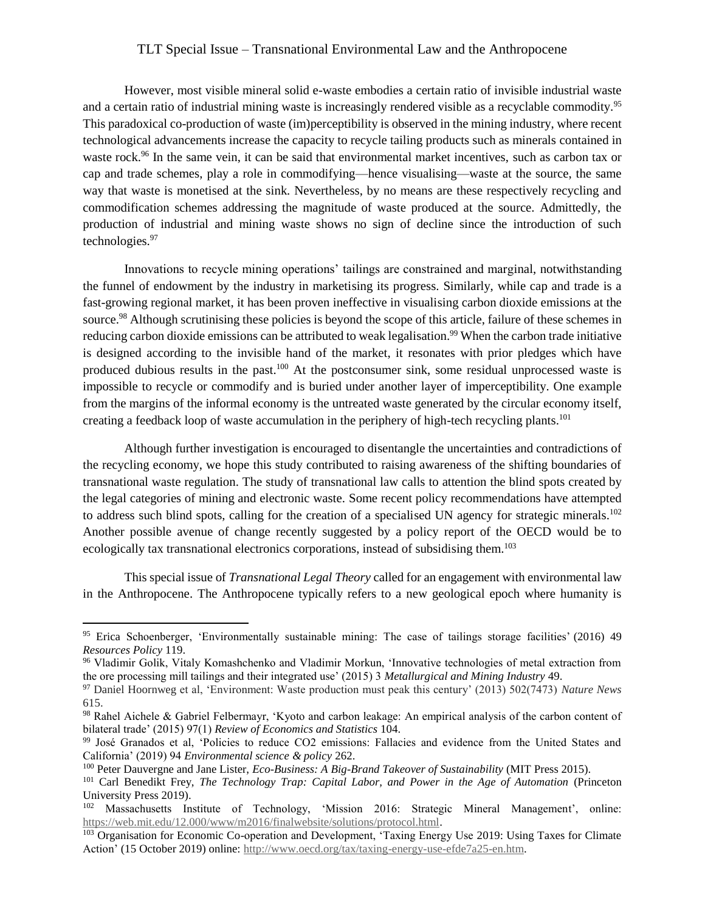However, most visible mineral solid e-waste embodies a certain ratio of invisible industrial waste and a certain ratio of industrial mining waste is increasingly rendered visible as a recyclable commodity.[95] This paradoxical co-production of waste (im)perceptibility is observed in the mining industry, where recent technological advancements increase the capacity to recycle tailing products such as minerals contained in waste rock.[96] In the same vein, it can be said that environmental market incentives, such as carbon tax or cap and trade schemes, play a role in commodifying—hence visualising—waste at the source, the same way that waste is monetised at the sink. Nevertheless, by no means are these respectively recycling and commodification schemes addressing the magnitude of waste produced at the source. Admittedly, the production of industrial and mining waste shows no sign of decline since the introduction of such technologies.[97]

Innovations to recycle mining operations' tailings are constrained and marginal, notwithstanding the funnel of endowment by the industry in marketising its progress. Similarly, while cap and trade is a fast-growing regional market, it has been proven ineffective in visualising carbon dioxide emissions at the source.[98] Although scrutinising these policies is beyond the scope of this article, failure of these schemes in reducing carbon dioxide emissions can be attributed to weak legalisation.[99] When the carbon trade initiative is designed according to the invisible hand of the market, it resonates with prior pledges which have produced dubious results in the past.[100] At the postconsumer sink, some residual unprocessed waste is impossible to recycle or commodify and is buried under another layer of imperceptibility. One example from the margins of the informal economy is the untreated waste generated by the circular economy itself, creating a feedback loop of waste accumulation in the periphery of high-tech recycling plants.[101]

Although further investigation is encouraged to disentangle the uncertainties and contradictions of the recycling economy, we hope this study contributed to raising awareness of the shifting boundaries of transnational waste regulation. The study of transnational law calls to attention the blind spots created by the legal categories of mining and electronic waste. Some recent policy recommendations have attempted to address such blind spots, calling for the creation of a specialised UN agency for strategic minerals.[102] Another possible avenue of change recently suggested by a policy report of the OECD would be to ecologically tax transnational electronics corporations, instead of subsidising them.[103]

This special issue of *Transnational Legal Theory* called for an engagement with environmental law in the Anthropocene. The Anthropocene typically refers to a new geological epoch where humanity is

---

[95] Erica Schoenberger, 'Environmentally sustainable mining: The case of tailings storage facilities' (2016) 49 *Resources Policy* 119.

[96] Vladimir Golik, Vitaly Komashchenko and Vladimir Morkun, 'Innovative technologies of metal extraction from the ore processing mill tailings and their integrated use' (2015) 3 *Metallurgical and Mining Industry* 49.

[97] Daniel Hoornweg et al, 'Environment: Waste production must peak this century' (2013) 502(7473) *Nature News* 615.

[98] Rahel Aichele & Gabriel Felbermayr, 'Kyoto and carbon leakage: An empirical analysis of the carbon content of bilateral trade' (2015) 97(1) *Review of Economics and Statistics* 104.

[99] José Granados et al, 'Policies to reduce CO2 emissions: Fallacies and evidence from the United States and California' (2019) 94 *Environmental science & policy* 262.

[100] Peter Dauvergne and Jane Lister, *Eco-Business: A Big-Brand Takeover of Sustainability* (MIT Press 2015).

[101] Carl Benedikt Frey, *The Technology Trap: Capital Labor, and Power in the Age of Automation* (Princeton University Press 2019).

[102] Massachusetts Institute of Technology, 'Mission 2016: Strategic Mineral Management', online: https://web.mit.edu/12.000/www/m2016/finalwebsite/solutions/protocol.html.

[103] Organisation for Economic Co-operation and Development, 'Taxing Energy Use 2019: Using Taxes for Climate Action' (15 October 2019) online: http://www.oecd.org/tax/taxing-energy-use-efde7a25-en.htm.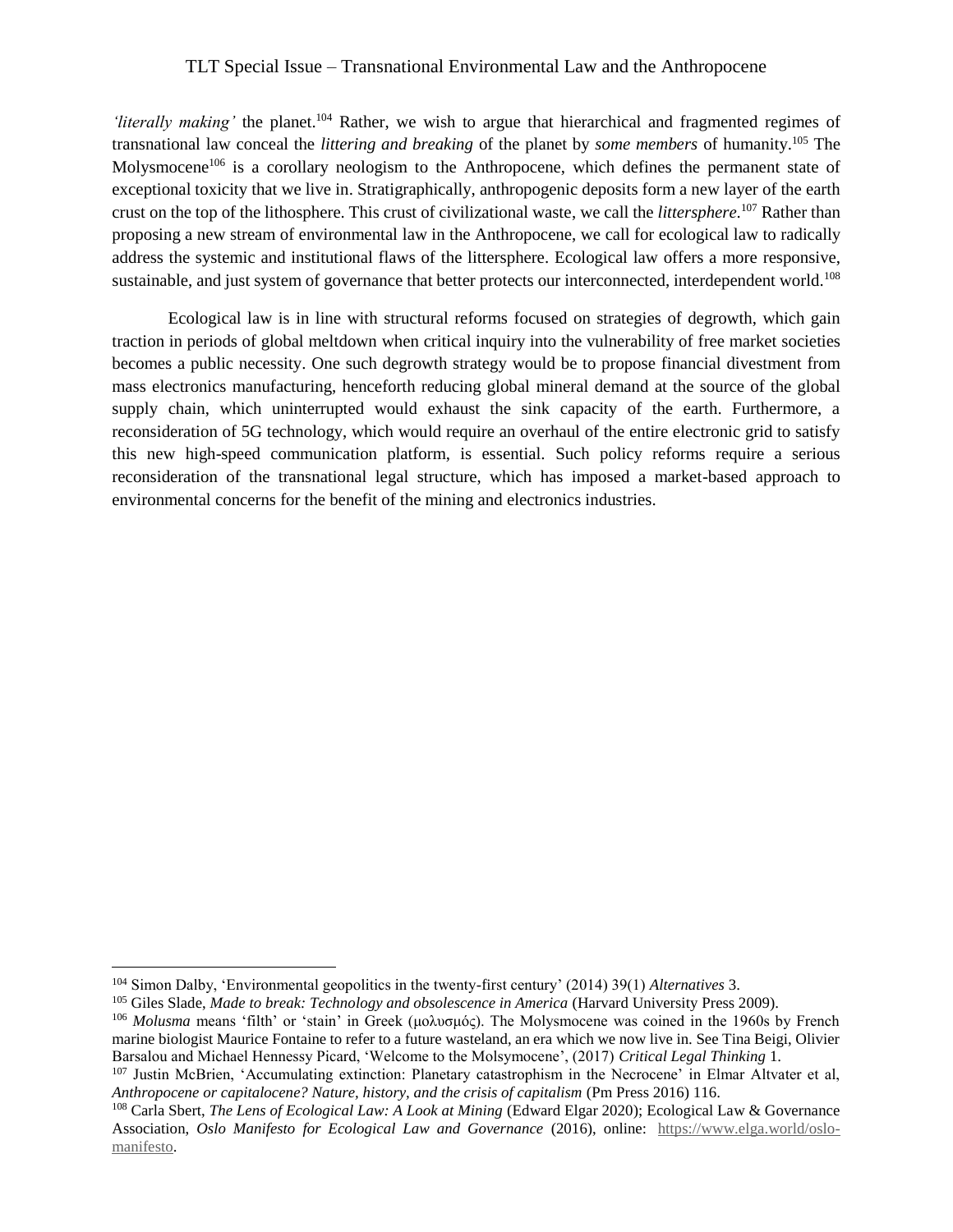*'literally making'* the planet.[104] Rather, we wish to argue that hierarchical and fragmented regimes of transnational law conceal the *littering and breaking* of the planet by *some members* of humanity.[105] The Molysmocene[106] is a corollary neologism to the Anthropocene, which defines the permanent state of exceptional toxicity that we live in. Stratigraphically, anthropogenic deposits form a new layer of the earth crust on the top of the lithosphere. This crust of civilizational waste, we call the *littersphere*.[107] Rather than proposing a new stream of environmental law in the Anthropocene, we call for ecological law to radically address the systemic and institutional flaws of the littersphere. Ecological law offers a more responsive, sustainable, and just system of governance that better protects our interconnected, interdependent world.[108]

Ecological law is in line with structural reforms focused on strategies of degrowth, which gain traction in periods of global meltdown when critical inquiry into the vulnerability of free market societies becomes a public necessity. One such degrowth strategy would be to propose financial divestment from mass electronics manufacturing, henceforth reducing global mineral demand at the source of the global supply chain, which uninterrupted would exhaust the sink capacity of the earth. Furthermore, a reconsideration of 5G technology, which would require an overhaul of the entire electronic grid to satisfy this new high-speed communication platform, is essential. Such policy reforms require a serious reconsideration of the transnational legal structure, which has imposed a market-based approach to environmental concerns for the benefit of the mining and electronics industries.

---

[104] Simon Dalby, 'Environmental geopolitics in the twenty-first century' (2014) 39(1) *Alternatives* 3.

[105] Giles Slade, *Made to break: Technology and obsolescence in America* (Harvard University Press 2009).

[106] *Molusma* means 'filth' or 'stain' in Greek (μολυσμός). The Molysmocene was coined in the 1960s by French marine biologist Maurice Fontaine to refer to a future wasteland, an era which we now live in. See Tina Beigi, Olivier Barsalou and Michael Hennessy Picard, 'Welcome to the Molsymocene', (2017) *Critical Legal Thinking* 1.

[107] Justin McBrien, 'Accumulating extinction: Planetary catastrophism in the Necrocene' in Elmar Altvater et al, *Anthropocene or capitalocene? Nature, history, and the crisis of capitalism* (Pm Press 2016) 116.

[108] Carla Sbert, *The Lens of Ecological Law: A Look at Mining* (Edward Elgar 2020); Ecological Law & Governance Association, *Oslo Manifesto for Ecological Law and Governance* (2016), online: https://www.elga.world/oslo-manifesto.